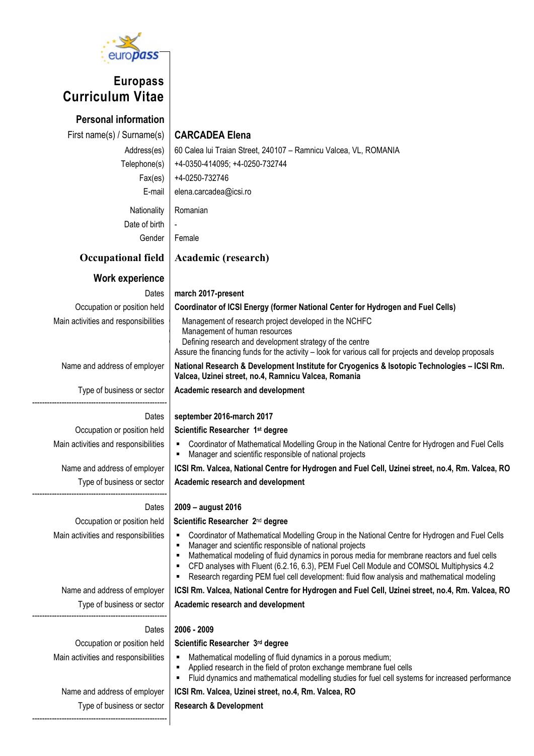# Europass Curriculum Vitae

## Personal information

| | |
|---|---|
| First name(s) / Surname(s) | **CARCADEA Elena** |
| Address(es) | 60 Calea lui Traian Street, 240107 – Ramnicu Valcea, VL, ROMANIA |
| Telephone(s) | +4-0350-414095; +4-0250-732744 |
| Fax(es) | +4-0250-732746 |
| E-mail | elena.carcadea@icsi.ro |
| Nationality | Romanian |
| Date of birth | - |
| Gender | Female |

## Occupational field

**Academic (research)**

## Work experience

| | |
|---|---|
| Dates | **march 2017-present** |
| Occupation or position held | **Coordinator of ICSI Energy (former National Center for Hydrogen and Fuel Cells)** |
| Main activities and responsibilities | Management of research project developed in the NCHFC<br>Management of human resources<br>Defining research and development strategy of the centre<br>Assure the financing funds for the activity – look for various call for projects and develop proposals |
| Name and address of employer | **National Research & Development Institute for Cryogenics & Isotopic Technologies – ICSI Rm. Valcea, Uzinei street, no.4, Ramnicu Valcea, Romania** |
| Type of business or sector | **Academic research and development** |

---

| | |
|---|---|
| Dates | **september 2016-march 2017** |
| Occupation or position held | **Scientific Researcher 1st degree** |
| Main activities and responsibilities | ▪ Coordinator of Mathematical Modelling Group in the National Centre for Hydrogen and Fuel Cells<br>▪ Manager and scientific responsible of national projects |
| Name and address of employer | **ICSI Rm. Valcea, National Centre for Hydrogen and Fuel Cell, Uzinei street, no.4, Rm. Valcea, RO** |
| Type of business or sector | **Academic research and development** |

---

| | |
|---|---|
| Dates | **2009 – august 2016** |
| Occupation or position held | **Scientific Researcher 2nd degree** |
| Main activities and responsibilities | ▪ Coordinator of Mathematical Modelling Group in the National Centre for Hydrogen and Fuel Cells<br>▪ Manager and scientific responsible of national projects<br>▪ Mathematical modeling of fluid dynamics in porous media for membrane reactors and fuel cells<br>▪ CFD analyses with Fluent (6.2.16, 6.3), PEM Fuel Cell Module and COMSOL Multiphysics 4.2<br>▪ Research regarding PEM fuel cell development: fluid flow analysis and mathematical modeling |
| Name and address of employer | **ICSI Rm. Valcea, National Centre for Hydrogen and Fuel Cell, Uzinei street, no.4, Rm. Valcea, RO** |
| Type of business or sector | **Academic research and development** |

---

| | |
|---|---|
| Dates | **2006 - 2009** |
| Occupation or position held | **Scientific Researcher 3rd degree** |
| Main activities and responsibilities | ▪ Mathematical modelling of fluid dynamics in a porous medium;<br>▪ Applied research in the field of proton exchange membrane fuel cells<br>▪ Fluid dynamics and mathematical modelling studies for fuel cell systems for increased performance |
| Name and address of employer | **ICSI Rm. Valcea, Uzinei street, no.4, Rm. Valcea, RO** |
| Type of business or sector | **Research & Development** |

---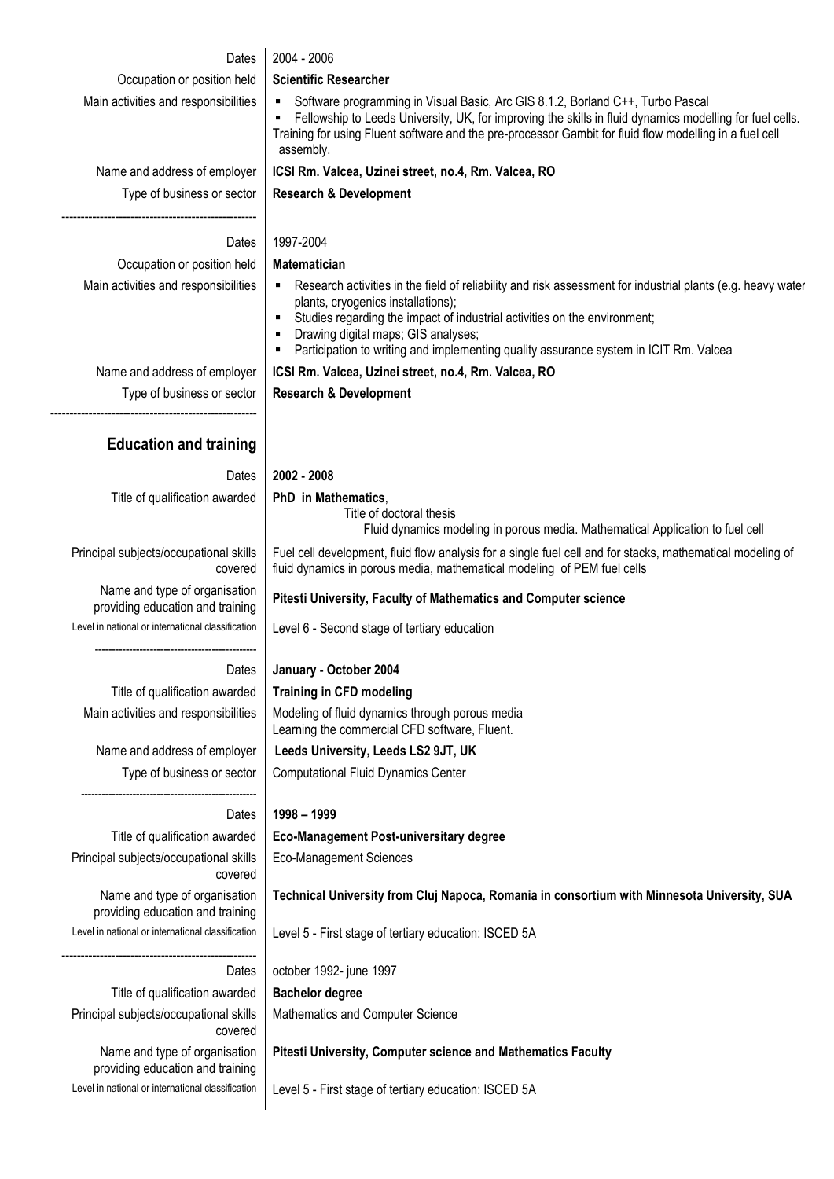| | |
|---|---|
| Dates | 2004 - 2006 |
| Occupation or position held | **Scientific Researcher** |
| Main activities and responsibilities | ▪ Software programming in Visual Basic, Arc GIS 8.1.2, Borland C++, Turbo Pascal<br>▪ Fellowship to Leeds University, UK, for improving the skills in fluid dynamics modelling for fuel cells. Training for using Fluent software and the pre-processor Gambit for fluid flow modelling in a fuel cel assembly. |
| Name and address of employer | **ICSI Rm. Valcea, Uzinei street, no.4, Rm. Valcea, RO** |
| Type of business or sector | **Research & Development** |

| | |
|---|---|
| Dates | 1997-2004 |
| Occupation or position held | **Matematician** |
| Main activities and responsibilities | ▪ Research activities in the field of reliability and risk assessment for industrial plants (e.g. heavy water plants, cryogenics installations);<br>▪ Studies regarding the impact of industrial activities on the environment;<br>▪ Drawing digital maps; GIS analyses;<br>▪ Participation to writing and implementing quality assurance system in ICIT Rm. Valcea |
| Name and address of employer | **ICSI Rm. Valcea, Uzinei street, no.4, Rm. Valcea, RO** |
| Type of business or sector | **Research & Development** |

## Education and training

| | |
|---|---|
| Dates | **2002 - 2008** |
| Title of qualification awarded | **PhD in Mathematics**,<br>Title of doctoral thesis<br>Fluid dynamics modeling in porous media. Mathematical Application to fuel cell |
| Principal subjects/occupational skills covered | Fuel cell development, fluid flow analysis for a single fuel cell and for stacks, mathematical modeling of fluid dynamics in porous media, mathematical modeling of PEM fuel cells |
| Name and type of organisation providing education and training | **Pitesti University, Faculty of Mathematics and Computer science** |
| Level in national or international classification | Level 6 - Second stage of tertiary education |

| | |
|---|---|
| Dates | **January - October 2004** |
| Title of qualification awarded | **Training in CFD modeling** |
| Main activities and responsibilities | Modeling of fluid dynamics through porous media<br>Learning the commercial CFD software, Fluent. |
| Name and address of employer | **Leeds University, Leeds LS2 9JT, UK** |
| Type of business or sector | Computational Fluid Dynamics Center |

| | |
|---|---|
| Dates | **1998 – 1999** |
| Title of qualification awarded | **Eco-Management Post-universitary degree** |
| Principal subjects/occupational skills covered | Eco-Management Sciences |
| Name and type of organisation providing education and training | **Technical University from Cluj Napoca, Romania in consortium with Minnesota University, SUA** |
| Level in national or international classification | Level 5 - First stage of tertiary education: ISCED 5A |

| | |
|---|---|
| Dates | october 1992- june 1997 |
| Title of qualification awarded | **Bachelor degree** |
| Principal subjects/occupational skills covered | Mathematics and Computer Science |
| Name and type of organisation providing education and training | **Pitesti University, Computer science and Mathematics Faculty** |
| Level in national or international classification | Level 5 - First stage of tertiary education: ISCED 5A |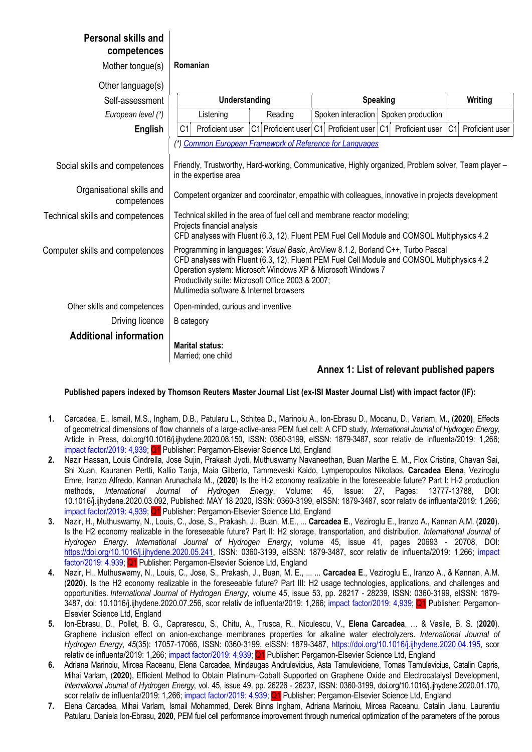## Personal skills and competences

**Mother tongue(s)**: **Romanian**

**Other language(s)**

| Self-assessment | Understanding | | Speaking | | Writing |
|---|---|---|---|---|---|
| *European level (\*)* | Listening | Reading | Spoken interaction | Spoken production | |
| **English** | C1 Proficient user | C1 Proficient user | C1 Proficient user | C1 Proficient user | C1 Proficient user |

*(\*) Common European Framework of Reference for Languages*

**Social skills and competences**: Friendly, Trustworthy, Hard-working, Communicative, Highly organized, Problem solver, Team player – in the expertise area

**Organisational skills and competences**: Competent organizer and coordinator, empathic with colleagues, innovative in projects development

**Technical skills and competences**: Technical skilled in the area of fuel cell and membrane reactor modeling;
Projects financial analysis
CFD analyses with Fluent (6.3, 12), Fluent PEM Fuel Cell Module and COMSOL Multiphysics 4.2

**Computer skills and competences**: Programming in languages: *Visual Basic*, ArcView 8.1.2, Borland C++, Turbo Pascal
CFD analyses with Fluent (6.3, 12), Fluent PEM Fuel Cell Module and COMSOL Multiphysics 4.2
Operation system: Microsoft Windows XP & Microsoft Windows 7
Productivity suite: Microsoft Office 2003 & 2007;
Multimedia software & Internet browsers

**Other skills and competences**: Open-minded, curious and inventive

**Driving licence**: B category

## Additional information

**Marital status:**
Married; one child

## Annex 1: List of relevant published papers

**Published papers indexed by Thomson Reuters Master Journal List (ex-ISI Master Journal List) with impact factor (IF):**

1. Carcadea, E., Ismail, M.S., Ingham, D.B., Patularu L., Schitea D., Marinoiu A., Ion-Ebrasu D., Mocanu, D., Varlam, M., (**2020)**, Effects of geometrical dimensions of flow channels of a large-active-area PEM fuel cell: A CFD study, *International Journal of Hydrogen Energy*, Article in Press, doi.org/10.1016/j.ijhydene.2020.08.150, ISSN: 0360-3199, eISSN: 1879-3487, scor relativ de influenta/2019: 1,266; impact factor/2019: 4,939; Q1 Publisher: Pergamon-Elsevier Science Ltd, England
2. Nazir Hassan, Louis Cindrella, Jose Sujin, Prakash Jyoti, Muthuswamy Navaneethan, Buan Marthe E. M., Flox Cristina, Chavan Sai, Shi Xuan, Kauranen Pertti, Kallio Tanja, Maia Gilberto, Tammeveski Kaido, Lymperopoulos Nikolaos, **Carcadea Elena**, Veziroglu Emre, Iranzo Alfredo, Kannan Arunachala M., (**2020**) Is the H-2 economy realizable in the foreseeable future? Part I: H-2 production methods, *International Journal of Hydrogen Energy*, Volume: 45, Issue: 27, Pages: 13777-13788, DOI: 10.1016/j.ijhydene.2020.03.092, Published: MAY 18 2020, ISSN: 0360-3199, eISSN: 1879-3487, scor relativ de influenta/2019: 1,266; impact factor/2019: 4,939; Q1 Publisher: Pergamon-Elsevier Science Ltd, England
3. Nazir, H., Muthuswamy, N., Louis, C., Jose, S., Prakash, J., Buan, M.E., ... **Carcadea E**., Veziroglu E., Iranzo A., Kannan A.M. (**2020**). Is the H2 economy realizable in the foreseeable future? Part II: H2 storage, transportation, and distribution. *International Journal of Hydrogen Energy*. *International Journal of Hydrogen Energy*, volume 45, issue 41, pages 20693 - 20708, DOI: https://doi.org/10.1016/j.ijhydene.2020.05.241, ISSN: 0360-3199, eISSN: 1879-3487, scor relativ de influenta/2019: 1,266; impact factor/2019: 4,939; Q1 Publisher: Pergamon-Elsevier Science Ltd, England
4. Nazir, H., Muthuswamy, N., Louis, C., Jose, S., Prakash, J., Buan, M. E., ... ... **Carcadea E**., Veziroglu E., Iranzo A., & Kannan, A.M. (**2020**). Is the H2 economy realizable in the foreseeable future? Part III: H2 usage technologies, applications, and challenges and opportunities. *International Journal of Hydrogen Energy,* volume 45, issue 53, pp. 28217 - 28239, ISSN: 0360-3199, eISSN: 1879-3487, doi: 10.1016/j.ijhydene.2020.07.256, scor relativ de influenta/2019: 1,266; impact factor/2019: 4,939; Q1 Publisher: Pergamon-Elsevier Science Ltd, England
5. Ion-Ebrasu, D., Pollet, B. G., Caprarescu, S., Chitu, A., Trusca, R., Niculescu, V., **Elena Carcadea**, … & Vasile, B. S. (**2020**). Graphene inclusion effect on anion-exchange membranes properties for alkaline water electrolyzers. *International Journal of Hydrogen Energy*, *45*(35): 17057-17066, ISSN: 0360-3199, eISSN: 1879-3487, https://doi.org/10.1016/j.ijhydene.2020.04.195, scor relativ de influenta/2019: 1,266; impact factor/2019: 4,939; Q1 Publisher: Pergamon-Elsevier Science Ltd, England
6. Adriana Marinoiu, Mircea Raceanu, Elena Carcadea, Mindaugas Andrulevicius, Asta Tamuleviciene, Tomas Tamulevicius, Catalin Capris, Mihai Varlam, (**2020**), Efficient Method to Obtain Platinum–Cobalt Supported on Graphene Oxide and Electrocatalyst Development, *International Journal of Hydrogen Energy*, vol. 45, issue 49, pp. 26226 - 26237, ISSN: 0360-3199, doi.org/10.1016/j.ijhydene.2020.01.170, scor relativ de influenta/2019: 1,266; impact factor/2019: 4,939; Q1 Publisher: Pergamon-Elsevier Science Ltd, England
7. Elena Carcadea, Mihai Varlam, Ismail Mohammed, Derek Binns Ingham, Adriana Marinoiu, Mircea Raceanu, Catalin Jianu, Laurentiu Patularu, Daniela Ion-Ebrasu, **2020**, PEM fuel cell performance improvement through numerical optimization of the parameters of the porous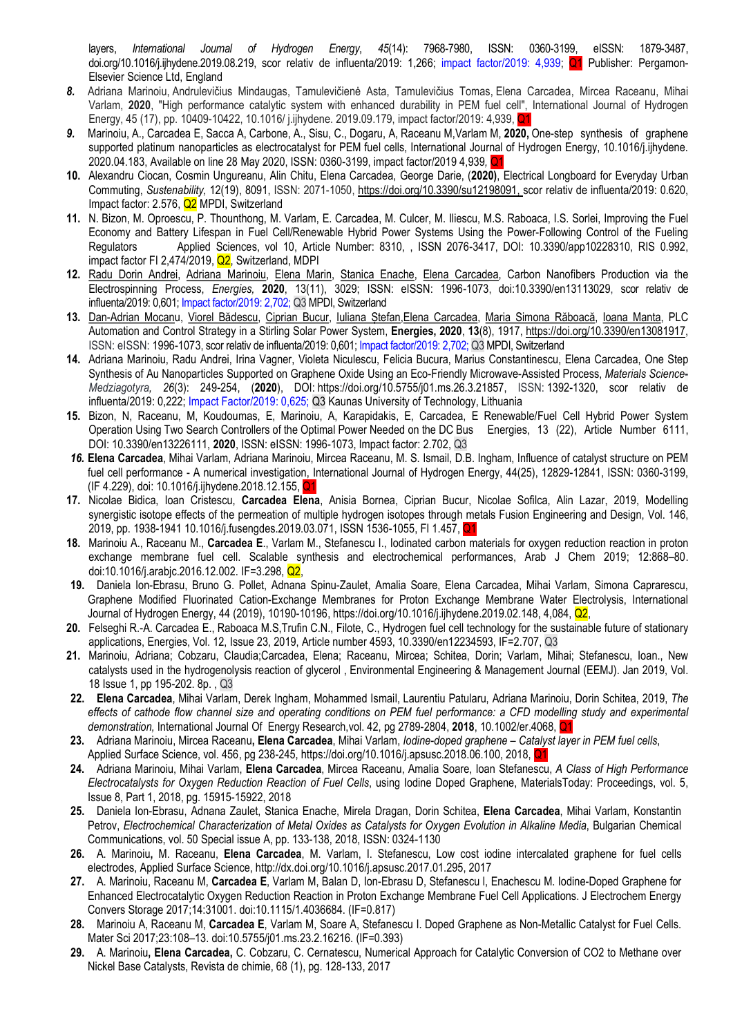layers, *International Journal of Hydrogen Energy*, *45*(14): 7968-7980, ISSN: 0360-3199, eISSN: 1879-3487, doi.org/10.1016/j.ijhydene.2019.08.219, scor relativ de influenta/2019: 1,266; impact factor/2019: 4,939; Q1 Publisher: Pergamon-Elsevier Science Ltd, England

8. Adriana Marinoiu, Andrulevičius Mindaugas, Tamulevičienė Asta, Tamulevičius Tomas, Elena Carcadea, Mircea Raceanu, Mihai Varlam, **2020**, "High performance catalytic system with enhanced durability in PEM fuel cell", International Journal of Hydrogen Energy, 45 (17), pp. 10409-10422, 10.1016/ j.ijhydene. 2019.09.179, impact factor/2019: 4,939, Q1

9. Marinoiu, A., Carcadea E, Sacca A, Carbone, A., Sisu, C., Dogaru, A, Raceanu M,Varlam M, **2020,** One-step synthesis of graphene supported platinum nanoparticles as electrocatalyst for PEM fuel cells, International Journal of Hydrogen Energy, 10.1016/j.ijhydene. 2020.04.183, Available on line 28 May 2020, ISSN: 0360-3199, impact factor/2019 4,939, Q1

10. Alexandru Ciocan, Cosmin Ungureanu, Alin Chitu, Elena Carcadea, George Darie, (**2020**), Electrical Longboard for Everyday Urban Commuting, *Sustenability,* 12(19), 8091, ISSN: 2071-1050, https://doi.org/10.3390/su12198091, scor relativ de influenta/2019: 0.620, Impact factor: 2.576, Q2 MPDI, Switzerland

11. N. Bizon, M. Oproescu, P. Thounthong, M. Varlam, E. Carcadea, M. Culcer, M. Iliescu, M.S. Raboaca, I.S. Sorlei, Improving the Fuel Economy and Battery Lifespan in Fuel Cell/Renewable Hybrid Power Systems Using the Power-Following Control of the Fueling Regulators Applied Sciences, vol 10, Article Number: 8310, , ISSN 2076-3417, DOI: 10.3390/app10228310, RIS 0.992, impact factor FI 2,474/2019, Q2, Switzerland, MDPI

12. Radu Dorin Andrei, Adriana Marinoiu, Elena Marin, Stanica Enache, Elena Carcadea, Carbon Nanofibers Production via the Electrospinning Process, *Energies,* **2020**, 13(11), 3029; ISSN: eISSN: 1996-1073, doi:10.3390/en13113029, scor relativ de influenta/2019: 0,601; Impact factor/2019: 2,702; Q3 MPDI, Switzerland

13. Dan-Adrian Mocanu, Viorel Bădescu, Ciprian Bucur, Iuliana Ștefan,Elena Carcadea, Maria Simona Răboacă, Ioana Manta, PLC Automation and Control Strategy in a Stirling Solar Power System, **Energies, 2020**, **13**(8), 1917, https://doi.org/10.3390/en13081917, ISSN: eISSN: 1996-1073, scor relativ de influenta/2019: 0,601; Impact factor/2019: 2,702; Q3 MPDI, Switzerland

14. Adriana Marinoiu, Radu Andrei, Irina Vagner, Violeta Niculescu, Felicia Bucura, Marius Constantinescu, Elena Carcadea, One Step Synthesis of Au Nanoparticles Supported on Graphene Oxide Using an Eco-Friendly Microwave-Assisted Process, *Materials Science-Medziagotyra, 26*(3): 249-254, (**2020**), DOI: https://doi.org/10.5755/j01.ms.26.3.21857, ISSN: 1392-1320, scor relativ de influenta/2019: 0,222; Impact Factor/2019: 0,625; Q3 Kaunas University of Technology, Lithuania

15. Bizon, N, Raceanu, M, Koudoumas, E, Marinoiu, A, Karapidakis, E, Carcadea, E Renewable/Fuel Cell Hybrid Power System Operation Using Two Search Controllers of the Optimal Power Needed on the DC Bus Energies, 13 (22), Article Number 6111, DOI: 10.3390/en13226111, **2020**, ISSN: eISSN: 1996-1073, Impact factor: 2.702, Q3

16. **Elena Carcadea**, Mihai Varlam, Adriana Marinoiu, Mircea Raceanu, M. S. Ismail, D.B. Ingham, Influence of catalyst structure on PEM fuel cell performance - A numerical investigation, International Journal of Hydrogen Energy, 44(25), 12829-12841, ISSN: 0360-3199, (IF 4.229), doi: 10.1016/j.ijhydene.2018.12.155, Q1

17. Nicolae Bidica, Ioan Cristescu, **Carcadea Elena**, Anisia Bornea, Ciprian Bucur, Nicolae Sofilca, Alin Lazar, 2019, Modelling synergistic isotope effects of the permeation of multiple hydrogen isotopes through metals Fusion Engineering and Design, Vol. 146, 2019, pp. 1938-1941 10.1016/j.fusengdes.2019.03.071, ISSN 1536-1055, FI 1.457, Q1

18. Marinoiu A., Raceanu M., **Carcadea E**., Varlam M., Stefanescu I., Iodinated carbon materials for oxygen reduction reaction in proton exchange membrane fuel cell. Scalable synthesis and electrochemical performances, Arab J Chem 2019; 12:868–80. doi:10.1016/j.arabjc.2016.12.002. IF=3.298, Q2,

19. Daniela Ion-Ebrasu, Bruno G. Pollet, Adnana Spinu-Zaulet, Amalia Soare, Elena Carcadea, Mihai Varlam, Simona Caprarescu, Graphene Modified Fluorinated Cation-Exchange Membranes for Proton Exchange Membrane Water Electrolysis, International Journal of Hydrogen Energy, 44 (2019), 10190-10196, https://doi.org/10.1016/j.ijhydene.2019.02.148, 4,084, Q2,

20. Felseghi R.-A. Carcadea E., Raboaca M.S,Trufin C.N., Filote, C., Hydrogen fuel cell technology for the sustainable future of stationary applications, Energies, Vol. 12, Issue 23, 2019, Article number 4593, 10.3390/en12234593, IF=2.707, Q3

21. Marinoiu, Adriana; Cobzaru, Claudia;Carcadea, Elena; Raceanu, Mircea; Schitea, Dorin; Varlam, Mihai; Stefanescu, Ioan., New catalysts used in the hydrogenolysis reaction of glycerol , Environmental Engineering & Management Journal (EEMJ). Jan 2019, Vol. 18 Issue 1, pp 195-202. 8p. , Q3

22. **Elena Carcadea**, Mihai Varlam, Derek Ingham, Mohammed Ismail, Laurentiu Patularu, Adriana Marinoiu, Dorin Schitea, 2019, *The effects of cathode flow channel size and operating conditions on PEM fuel performance: a CFD modelling study and experimental demonstration,* International Journal Of Energy Research,vol. 42, pg 2789-2804, **2018**, 10.1002/er.4068, Q1

23. Adriana Marinoiu, Mircea Raceanu**, Elena Carcadea**, Mihai Varlam, *Iodine-doped graphene – Catalyst layer in PEM fuel cells*, Applied Surface Science, vol. 456, pg 238-245, https://doi.org/10.1016/j.apsusc.2018.06.100, 2018, Q1

24. Adriana Marinoiu, Mihai Varlam, **Elena Carcadea**, Mircea Raceanu, Amalia Soare, Ioan Stefanescu, *A Class of High Performance Electrocatalysts for Oxygen Reduction Reaction of Fuel Cells*, using Iodine Doped Graphene, MaterialsToday: Proceedings, vol. 5, Issue 8, Part 1, 2018, pg. 15915-15922, 2018

25. Daniela Ion-Ebrasu, Adnana Zaulet, Stanica Enache, Mirela Dragan, Dorin Schitea, **Elena Carcadea**, Mihai Varlam, Konstantin Petrov, *Electrochemical Characterization of Metal Oxides as Catalysts for Oxygen Evolution in Alkaline Media*, Bulgarian Chemical Communications, vol. 50 Special issue A, pp. 133-138, 2018, ISSN: 0324-1130

26. A. Marinoiu**,** M. Raceanu, **Elena Carcadea**, M. Varlam, I. Stefanescu, Low cost iodine intercalated graphene for fuel cells electrodes, Applied Surface Science, http://dx.doi.org/10.1016/j.apsusc.2017.01.295, 2017

27. A. Marinoiu, Raceanu M, **Carcadea E**, Varlam M, Balan D, Ion-Ebrasu D, Stefanescu I, Enachescu M. Iodine-Doped Graphene for Enhanced Electrocatalytic Oxygen Reduction Reaction in Proton Exchange Membrane Fuel Cell Applications. J Electrochem Energy Convers Storage 2017;14:31001. doi:10.1115/1.4036684. (IF=0.817)

28. Marinoiu A, Raceanu M, **Carcadea E**, Varlam M, Soare A, Stefanescu I. Doped Graphene as Non-Metallic Catalyst for Fuel Cells. Mater Sci 2017;23:108–13. doi:10.5755/j01.ms.23.2.16216. (IF=0.393)

29. A. Marinoiu**, Elena Carcadea,** C. Cobzaru, C. Cernatescu, Numerical Approach for Catalytic Conversion of CO2 to Methane over Nickel Base Catalysts, Revista de chimie, 68 (1), pg. 128-133, 2017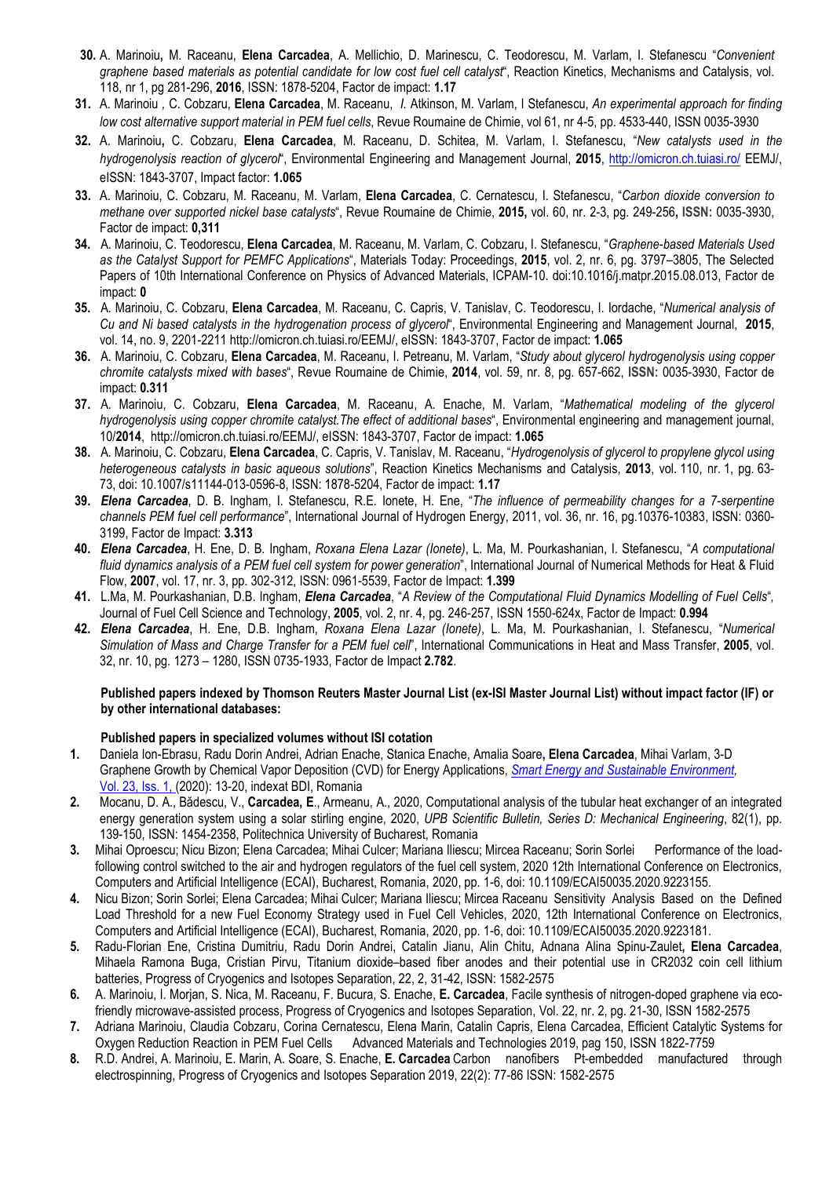30. A. Marinoiu**,** M. Raceanu, **Elena Carcadea**, A. Mellichio, D. Marinescu, C. Teodorescu, M. Varlam, I. Stefanescu "*Convenient graphene based materials as potential candidate for low cost fuel cell catalyst*", Reaction Kinetics, Mechanisms and Catalysis, vol. 118, nr 1, pg 281-296, **2016**, ISSN: 1878-5204, Factor de impact: **1.17**
31. A. Marinoiu , C. Cobzaru, **Elena Carcadea**, M. Raceanu, *I.* Atkinson, M. Varlam, I Stefanescu, *An experimental approach for finding low cost alternative support material in PEM fuel cells*, Revue Roumaine de Chimie, vol 61, nr 4-5, pp. 4533-440, ISSN 0035-3930
32. A. Marinoiu**,** C. Cobzaru, **Elena Carcadea**, M. Raceanu, D. Schitea, M. Varlam, I. Stefanescu, "*New catalysts used in the hydrogenolysis reaction of glycerol*", Environmental Engineering and Management Journal, **2015**, http://omicron.ch.tuiasi.ro/ EEMJ/, eISSN: 1843-3707, Impact factor: **1.065**
33. A. Marinoiu, C. Cobzaru, M. Raceanu, M. Varlam, **Elena Carcadea**, C. Cernatescu, I. Stefanescu, "*Carbon dioxide conversion to methane over supported nickel base catalysts*", Revue Roumaine de Chimie, **2015,** vol. 60, nr. 2-3, pg. 249-256**, ISSN:** 0035-3930, Factor de impact: **0,311**
34. A. Marinoiu, C. Teodorescu, **Elena Carcadea**, M. Raceanu, M. Varlam, C. Cobzaru, I. Stefanescu, "*Graphene-based Materials Used as the Catalyst Support for PEMFC Applications*", Materials Today: Proceedings, **2015**, vol. 2, nr. 6, pg. 3797–3805, The Selected Papers of 10th International Conference on Physics of Advanced Materials, ICPAM-10. doi:10.1016/j.matpr.2015.08.013, Factor de impact: **0**
35. A. Marinoiu, C. Cobzaru, **Elena Carcadea**, M. Raceanu, C. Capris, V. Tanislav, C. Teodorescu, I. Iordache, "*Numerical analysis of Cu and Ni based catalysts in the hydrogenation process of glycerol*", Environmental Engineering and Management Journal, **2015**, vol. 14, no. 9, 2201-2211 http://omicron.ch.tuiasi.ro/EEMJ/, eISSN: 1843-3707, Factor de impact: **1.065**
36. A. Marinoiu, C. Cobzaru, **Elena Carcadea**, M. Raceanu, I. Petreanu, M. Varlam, "*Study about glycerol hydrogenolysis using copper chromite catalysts mixed with bases*", Revue Roumaine de Chimie, **2014**, vol. 59, nr. 8, pg. 657-662, **ISSN:** 0035-3930, Factor de impact: **0.311**
37. A. Marinoiu, C. Cobzaru, **Elena Carcadea**, M. Raceanu, A. Enache, M. Varlam, "*Mathematical modeling of the glycerol hydrogenolysis using copper chromite catalyst.The effect of additional bases*", Environmental engineering and management journal, 10/**2014**, http://omicron.ch.tuiasi.ro/EEMJ/, eISSN: 1843-3707, Factor de impact: **1.065**
38. A. Marinoiu, C. Cobzaru, **Elena Carcadea**, C. Capris, V. Tanislav, M. Raceanu, "*Hydrogenolysis of glycerol to propylene glycol using heterogeneous catalysts in basic aqueous solutions*", Reaction Kinetics Mechanisms and Catalysis, **2013**, vol. 110, nr. 1, pg. 63-73, doi: 10.1007/s11144-013-0596-8, ISSN: 1878-5204, Factor de impact: **1.17**
39. ***Elena Carcadea***, D. B. Ingham, I. Stefanescu, R.E. Ionete, H. Ene, "*The influence of permeability changes for a 7-serpentine channels PEM fuel cell performance*", International Journal of Hydrogen Energy, 2011, vol. 36, nr. 16, pg.10376-10383, ISSN: 0360-3199, Factor de Impact: **3.313**
40. ***Elena Carcadea***, H. Ene, D. B. Ingham, *Roxana Elena Lazar (Ionete)*, L. Ma, M. Pourkashanian, I. Stefanescu, "*A computational fluid dynamics analysis of a PEM fuel cell system for power generation*", International Journal of Numerical Methods for Heat & Fluid Flow, **2007**, vol. 17, nr. 3, pp. 302-312, ISSN: 0961-5539, Factor de Impact: **1.399**
41. L.Ma, M. Pourkashanian, D.B. Ingham, ***Elena Carcadea***, "*A Review of the Computational Fluid Dynamics Modelling of Fuel Cells*", Journal of Fuel Cell Science and Technology, **2005**, vol. 2, nr. 4, pg. 246-257, ISSN 1550-624x, Factor de Impact: **0.994**
42. ***Elena Carcadea***, H. Ene, D.B. Ingham, *Roxana Elena Lazar (Ionete)*, L. Ma, M. Pourkashanian, I. Stefanescu, "*Numerical Simulation of Mass and Charge Transfer for a PEM fuel cell*", International Communications in Heat and Mass Transfer, **2005**, vol. 32, nr. 10, pg. 1273 – 1280, ISSN 0735-1933, Factor de Impact **2.782**.

**Published papers indexed by Thomson Reuters Master Journal List (ex-ISI Master Journal List) without impact factor (IF) or by other international databases:**

**Published papers in specialized volumes without ISI cotation**

1. Daniela Ion-Ebrasu, Radu Dorin Andrei, Adrian Enache, Stanica Enache, Amalia Soare**, Elena Carcadea**, Mihai Varlam, 3-D Graphene Growth by Chemical Vapor Deposition (CVD) for Energy Applications, *Smart Energy and Sustainable Environment,* Vol. 23, Iss. 1, (2020): 13-20, indexat BDI, Romania
2. Mocanu, D. A., Bădescu, V., **Carcadea, E**., Armeanu, A., 2020, Computational analysis of the tubular heat exchanger of an integrated energy generation system using a solar stirling engine, 2020, *UPB Scientific Bulletin, Series D: Mechanical Engineering*, 82(1), pp. 139-150, ISSN: 1454-2358, Politechnica University of Bucharest, Romania
3. Mihai Oproescu; Nicu Bizon; Elena Carcadea; Mihai Culcer; Mariana Iliescu; Mircea Raceanu; Sorin Sorlei Performance of the load-following control switched to the air and hydrogen regulators of the fuel cell system, 2020 12th International Conference on Electronics, Computers and Artificial Intelligence (ECAI), Bucharest, Romania, 2020, pp. 1-6, doi: 10.1109/ECAI50035.2020.9223155.
4. Nicu Bizon; Sorin Sorlei; Elena Carcadea; Mihai Culcer; Mariana Iliescu; Mircea Raceanu Sensitivity Analysis Based on the Defined Load Threshold for a new Fuel Economy Strategy used in Fuel Cell Vehicles, 2020, 12th International Conference on Electronics, Computers and Artificial Intelligence (ECAI), Bucharest, Romania, 2020, pp. 1-6, doi: 10.1109/ECAI50035.2020.9223181.
5. Radu-Florian Ene, Cristina Dumitriu, Radu Dorin Andrei, Catalin Jianu, Alin Chitu, Adnana Alina Spinu-Zaulet**, Elena Carcadea**, Mihaela Ramona Buga, Cristian Pirvu, Titanium dioxide–based fiber anodes and their potential use in CR2032 coin cell lithium batteries, Progress of Cryogenics and Isotopes Separation, 22, 2, 31-42, ISSN: 1582-2575
6. A. Marinoiu, I. Morjan, S. Nica, M. Raceanu, F. Bucura, S. Enache, **E. Carcadea**, Facile synthesis of nitrogen-doped graphene via eco-friendly microwave-assisted process, Progress of Cryogenics and Isotopes Separation, Vol. 22, nr. 2, pg. 21-30, ISSN 1582-2575
7. Adriana Marinoiu, Claudia Cobzaru, Corina Cernatescu, Elena Marin, Catalin Capris, Elena Carcadea, Efficient Catalytic Systems for Oxygen Reduction Reaction in PEM Fuel Cells Advanced Materials and Technologies 2019, pag 150, ISSN 1822-7759
8. R.D. Andrei, A. Marinoiu, E. Marin, A. Soare, S. Enache, **E. Carcadea** Carbon nanofibers Pt-embedded manufactured through electrospinning, Progress of Cryogenics and Isotopes Separation 2019, 22(2): 77-86 ISSN: 1582-2575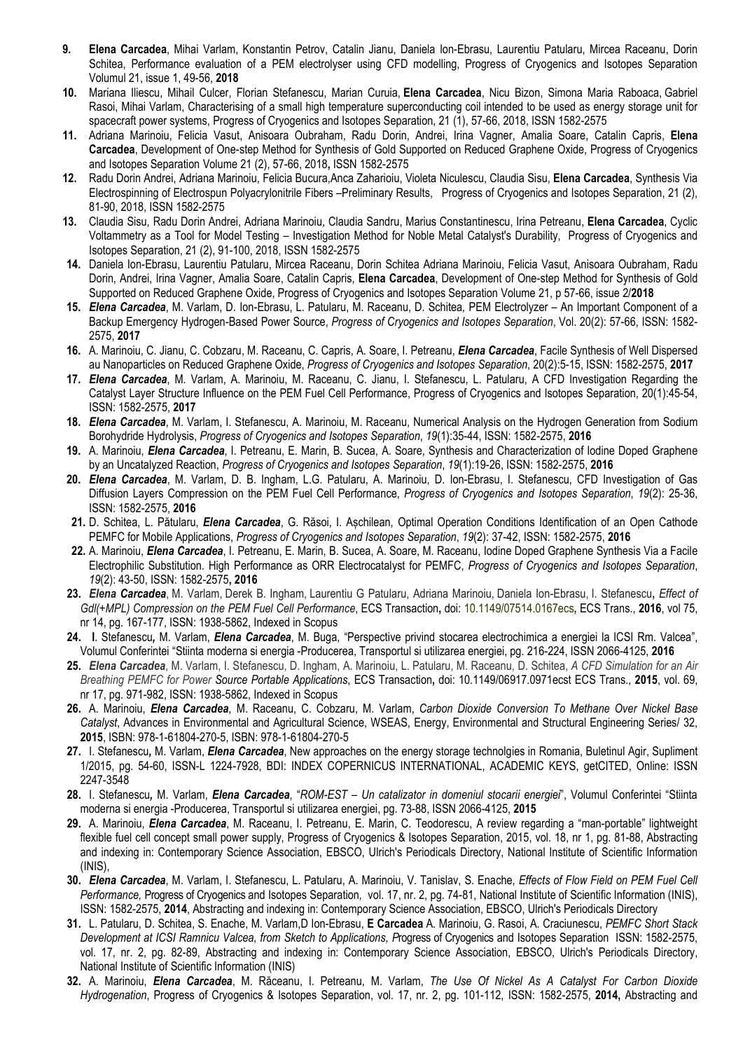9. **Elena Carcadea**, Mihai Varlam, Konstantin Petrov, Catalin Jianu, Daniela Ion-Ebrasu, Laurentiu Patularu, Mircea Raceanu, Dorin Schitea, Performance evaluation of a PEM electrolyser using CFD modelling, Progress of Cryogenics and Isotopes Separation Volumul 21, issue 1, 49-56, **2018**
10. Mariana Iliescu, Mihail Culcer, Florian Stefanescu, Marian Curuia, **Elena Carcadea**, Nicu Bizon, Simona Maria Raboaca, Gabriel Rasoi, Mihai Varlam, Characterising of a small high temperature superconducting coil intended to be used as energy storage unit for spacecraft power systems, Progress of Cryogenics and Isotopes Separation, 21 (1), 57-66, 2018, ISSN 1582-2575
11. Adriana Marinoiu, Felicia Vasut, Anisoara Oubraham, Radu Dorin, Andrei, Irina Vagner, Amalia Soare, Catalin Capris, **Elena Carcadea**, Development of One-step Method for Synthesis of Gold Supported on Reduced Graphene Oxide, Progress of Cryogenics and Isotopes Separation Volume 21 (2), 57-66, 2018**,** ISSN 1582-2575
12. Radu Dorin Andrei, Adriana Marinoiu, Felicia Bucura,Anca Zaharioiu, Violeta Niculescu, Claudia Sisu, **Elena Carcadea**, Synthesis Via Electrospinning of Electrospun Polyacrylonitrile Fibers –Preliminary Results, Progress of Cryogenics and Isotopes Separation, 21 (2), 81-90, 2018, ISSN 1582-2575
13. Claudia Sisu, Radu Dorin Andrei, Adriana Marinoiu, Claudia Sandru, Marius Constantinescu, Irina Petreanu, **Elena Carcadea**, Cyclic Voltammetry as a Tool for Model Testing – Investigation Method for Noble Metal Catalyst's Durability, Progress of Cryogenics and Isotopes Separation, 21 (2), 91-100, 2018, ISSN 1582-2575
14. Daniela Ion-Ebrasu, Laurentiu Patularu, Mircea Raceanu, Dorin Schitea Adriana Marinoiu, Felicia Vasut, Anisoara Oubraham, Radu Dorin, Andrei, Irina Vagner, Amalia Soare, Catalin Capris, **Elena Carcadea**, Development of One-step Method for Synthesis of Gold Supported on Reduced Graphene Oxide, Progress of Cryogenics and Isotopes Separation Volume 21, p 57-66, issue 2/**2018**
15. ***Elena Carcadea***, M. Varlam, D. Ion-Ebrasu, L. Patularu, M. Raceanu, D. Schitea*,* PEM Electrolyzer – An Important Component of a Backup Emergency Hydrogen-Based Power Source, *Progress of Cryogenics and Isotopes Separation*, Vol. 20(2): 57-66, ISSN: 1582-2575, **2017**
16. A. Marinoiu, C. Jianu, C. Cobzaru, M. Raceanu, C. Capris, A. Soare, I. Petreanu, ***Elena Carcadea***, Facile Synthesis of Well Dispersed au Nanoparticles on Reduced Graphene Oxide, *Progress of Cryogenics and Isotopes Separation*, 20(2):5-15, ISSN: 1582-2575, **2017**
17. ***Elena Carcadea***, M. Varlam, A. Marinoiu, M. Raceanu, C. Jianu, I. Stefanescu, L. Patularu, A CFD Investigation Regarding the Catalyst Layer Structure Influence on the PEM Fuel Cell Performance, Progress of Cryogenics and Isotopes Separation, 20(1):45-54, ISSN: 1582-2575, **2017**
18. ***Elena Carcadea***, M. Varlam, I. Stefanescu, A. Marinoiu, M. Raceanu, Numerical Analysis on the Hydrogen Generation from Sodium Borohydride Hydrolysis, *Progress of Cryogenics and Isotopes Separation*, *19*(1):35-44, ISSN: 1582-2575, **2016**
19. A. Marinoiu, ***Elena Carcadea***, I. Petreanu, E. Marin, B. Sucea, A. Soare, Synthesis and Characterization of Iodine Doped Graphene by an Uncatalyzed Reaction, *Progress of Cryogenics and Isotopes Separation*, *19*(1):19-26, ISSN: 1582-2575, **2016**
20. ***Elena Carcadea***, M. Varlam, D. B. Ingham, L.G. Patularu, A. Marinoiu, D. Ion-Ebrasu, I. Stefanescu, CFD Investigation of Gas Diffusion Layers Compression on the PEM Fuel Cell Performance, *Progress of Cryogenics and Isotopes Separation*, *19*(2): 25-36, ISSN: 1582-2575, **2016**
21. D. Schitea, L. Pătularu, ***Elena Carcadea***, G. Răsoi, I. Așchilean, Optimal Operation Conditions Identification of an Open Cathode PEMFC for Mobile Applications, *Progress of Cryogenics and Isotopes Separation*, *19*(2): 37-42, ISSN: 1582-2575, **2016**
22. A. Marinoiu, ***Elena Carcadea***, I. Petreanu, E. Marin, B. Sucea, A. Soare, M. Raceanu, Iodine Doped Graphene Synthesis Via a Facile Electrophilic Substitution. High Performance as ORR Electrocatalyst for PEMFC, *Progress of Cryogenics and Isotopes Separation*, *19*(2): 43-50, ISSN: 1582-2575**, 2016**
23. ***Elena Carcadea***, M. Varlam, Derek B. Ingham, Laurentiu G Patularu, Adriana Marinoiu, Daniela Ion-Ebrasu, I. Stefanescu**,** *Effect of Gdl(+MPL) Compression on the PEM Fuel Cell Performance*, ECS Transaction**,** doi: 10.1149/07514.0167ecs**,** ECS Trans., **2016**, vol 75, nr 14, pg. 167-177, ISSN: 1938-5862, Indexed in Scopus
24. **I**. Stefanescu**,** M. Varlam, ***Elena Carcadea***, M. Buga, "Perspective privind stocarea electrochimica a energiei la ICSI Rm. Valcea", Volumul Conferintei "Stiinta moderna si energia -Producerea, Transportul si utilizarea energiei, pg. 216-224, ISSN 2066-4125, **2016**
25. ***Elena Carcadea***, M. Varlam, I. Stefanescu, D. Ingham, A. Marinoiu, L. Patularu, M. Raceanu, D. Schitea, *A CFD Simulation for an Air Breathing PEMFC for Power Source Portable Applications*, ECS Transaction**,** doi: 10.1149/06917.0971ecst ECS Trans., **2015**, vol. 69, nr 17, pg. 971-982, ISSN: 1938-5862, Indexed in Scopus
26. A. Marinoiu, ***Elena Carcadea***, M. Raceanu, C. Cobzaru, M. Varlam, *Carbon Dioxide Conversion To Methane Over Nickel Base Catalyst*, Advances in Environmental and Agricultural Science, WSEAS, Energy, Environmental and Structural Engineering Series/ 32, **2015**, ISBN: 978-1-61804-270-5, ISBN: 978-1-61804-270-5
27. I. Stefanescu**,** M. Varlam, ***Elena Carcadea***, New approaches on the energy storage technolgies in Romania, Buletinul Agir, Supliment 1/2015, pg. 54-60, ISSN-L 1224-7928, BDI: INDEX COPERNICUS INTERNATIONAL, ACADEMIC KEYS, getCITED, Online: ISSN 2247-3548
28. I. Stefanescu**,** M. Varlam, ***Elena Carcadea***, "*ROM-EST – Un catalizator in domeniul stocarii energiei*", Volumul Conferintei "Stiinta moderna si energia -Producerea, Transportul si utilizarea energiei, pg. 73-88, ISSN 2066-4125, **2015**
29. A. Marinoiu, ***Elena Carcadea***, M. Raceanu, I. Petreanu, E. Marin, C. Teodorescu, A review regarding a "man-portable" lightweight flexible fuel cell concept small power supply, Progress of Cryogenics & Isotopes Separation, 2015, vol. 18, nr 1, pg. 81-88, Abstracting and indexing in: Contemporary Science Association, EBSCO, Ulrich's Periodicals Directory, National Institute of Scientific Information (INIS),
30. ***Elena Carcadea***, M. Varlam, I. Stefanescu, L. Patularu, A. Marinoiu, V. Tanislav, S. Enache, *Effects of Flow Field on PEM Fuel Cell Performance,* Progress of Cryogenics and Isotopes Separation*,* vol. 17, nr. 2, pg. 74-81, National Institute of Scientific Information (INIS), ISSN: 1582-2575, **2014**, Abstracting and indexing in: Contemporary Science Association, EBSCO, Ulrich's Periodicals Directory
31. L. Patularu, D. Schitea, S. Enache, M. Varlam,D Ion-Ebrasu, **E Carcadea** A. Marinoiu, G. Rasoi, A. Craciunescu, *PEMFC Short Stack Development at ICSI Ramnicu Valcea, from Sketch to Applications, P*rogress of Cryogenics and Isotopes Separation ISSN: 1582-2575, vol. 17, nr. 2, pg. 82-89, Abstracting and indexing in: Contemporary Science Association, EBSCO, Ulrich's Periodicals Directory, National Institute of Scientific Information (INIS)
32. A. Marinoiu, ***Elena Carcadea***, M. Răceanu, I. Petreanu, M. Varlam, *The Use Of Nickel As A Catalyst For Carbon Dioxide Hydrogenation*, Progress of Cryogenics & Isotopes Separation, vol. 17, nr. 2, pg. 101-112, ISSN: 1582-2575, **2014,** Abstracting and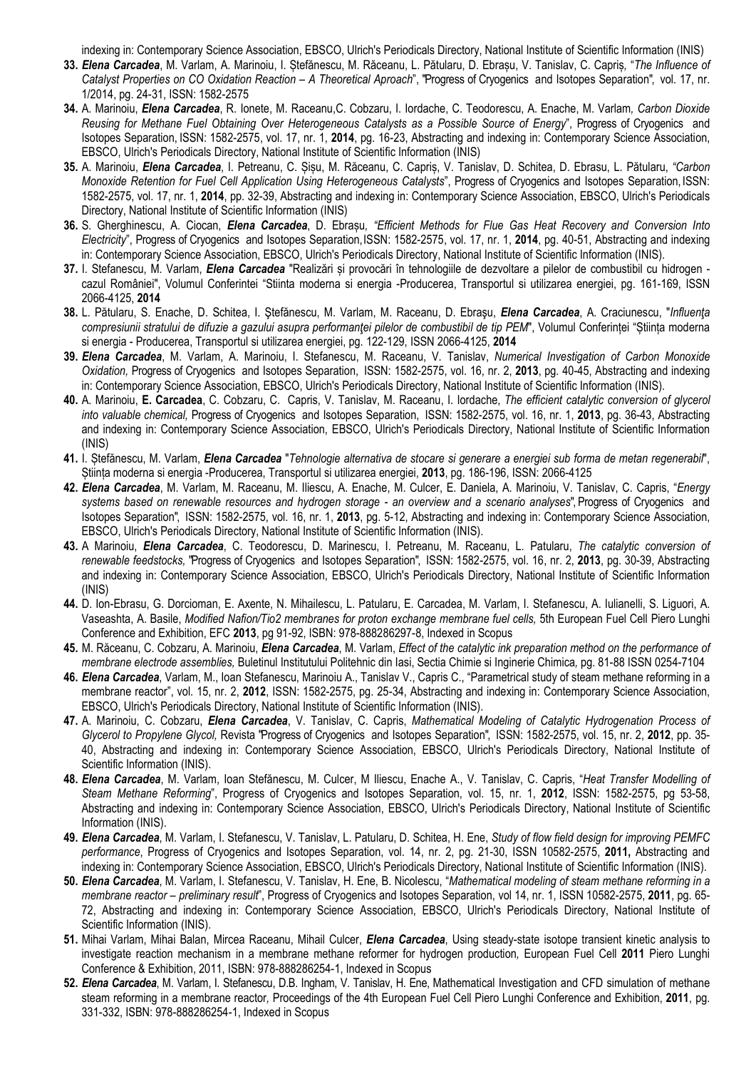indexing in: Contemporary Science Association, EBSCO, Ulrich's Periodicals Directory, National Institute of Scientific Information (INIS)

33. ***Elena Carcadea***, M. Varlam, A. Marinoiu, I. Ștefănescu, M. Răceanu, L. Pătularu, D. Ebrașu, V. Tanislav, C. Capriș, "*The Influence of Catalyst Properties on CO Oxidation Reaction – A Theoretical Aproach*", "Progress of Cryogenics and Isotopes Separation", vol. 17, nr. 1/2014, pg. 24-31, ISSN: 1582-2575

34. A. Marinoiu, ***Elena Carcadea***, R. Ionete, M. Raceanu, C. Cobzaru, I. Iordache, C. Teodorescu, A. Enache, M. Varlam, *Carbon Dioxide Reusing for Methane Fuel Obtaining Over Heterogeneous Catalysts as a Possible Source of Energy*", Progress of Cryogenics and Isotopes Separation, ISSN: 1582-2575, vol. 17, nr. 1, **2014**, pg. 16-23, Abstracting and indexing in: Contemporary Science Association, EBSCO, Ulrich's Periodicals Directory, National Institute of Scientific Information (INIS)

35. A. Marinoiu, ***Elena Carcadea***, I. Petreanu, C. Șișu, M. Răceanu, C. Capriș, V. Tanislav, D. Schitea, D. Ebrasu, L. Pătularu, *"Carbon Monoxide Retention for Fuel Cell Application Using Heterogeneous Catalysts*", Progress of Cryogenics and Isotopes Separation, ISSN: 1582-2575, vol. 17, nr. 1, **2014**, pp. 32-39, Abstracting and indexing in: Contemporary Science Association, EBSCO, Ulrich's Periodicals Directory, National Institute of Scientific Information (INIS)

36. S. Gherghinescu, A. Ciocan, ***Elena Carcadea***, D. Ebrașu, *"Efficient Methods for Flue Gas Heat Recovery and Conversion Into Electricity*", Progress of Cryogenics and Isotopes Separation, ISSN: 1582-2575, vol. 17, nr. 1, **2014**, pg. 40-51, Abstracting and indexing in: Contemporary Science Association, EBSCO, Ulrich's Periodicals Directory, National Institute of Scientific Information (INIS).

37. I. Stefanescu, M. Varlam, ***Elena Carcadea*** "Realizări și provocări în tehnologiile de dezvoltare a pilelor de combustibil cu hidrogen - cazul României", Volumul Conferintei "Stiinta moderna si energia -Producerea, Transportul si utilizarea energiei, pg. 161-169, ISSN 2066-4125, **2014**

38. L. Pătularu, S. Enache, D. Schitea, I. Ştefănescu, M. Varlam, M. Raceanu, D. Ebraşu, ***Elena Carcadea***, A. Craciunescu, "*Influenţa compresiunii stratului de difuzie a gazului asupra performanţei pilelor de combustibil de tip PEM*", Volumul Conferinței "Știința moderna si energia - Producerea, Transportul si utilizarea energiei, pg. 122-129, ISSN 2066-4125, **2014**

39. ***Elena Carcadea***, M. Varlam, A. Marinoiu, I. Stefanescu, M. Raceanu, V. Tanislav, *Numerical Investigation of Carbon Monoxide Oxidation,* Progress of Cryogenics and Isotopes Separation, ISSN: 1582-2575, vol. 16, nr. 2, **2013**, pg. 40-45, Abstracting and indexing in: Contemporary Science Association, EBSCO, Ulrich's Periodicals Directory, National Institute of Scientific Information (INIS).

40. A. Marinoiu, **E. Carcadea**, C. Cobzaru, C. Capris, V. Tanislav, M. Raceanu, I. Iordache, *The efficient catalytic conversion of glycerol into valuable chemical,* Progress of Cryogenics and Isotopes Separation, ISSN: 1582-2575, vol. 16, nr. 1, **2013**, pg. 36-43, Abstracting and indexing in: Contemporary Science Association, EBSCO, Ulrich's Periodicals Directory, National Institute of Scientific Information (INIS)

41. I. Ștefănescu, M. Varlam, ***Elena Carcadea*** "*Tehnologie alternativa de stocare si generare a energiei sub forma de metan regenerabil*", Știința moderna si energia -Producerea, Transportul si utilizarea energiei, **2013**, pg. 186-196, ISSN: 2066-4125

42. ***Elena Carcadea***, M. Varlam, M. Raceanu, M. Iliescu, A. Enache, M. Culcer, E. Daniela, A. Marinoiu, V. Tanislav, C. Capris, "*Energy systems based on renewable resources and hydrogen storage - an overview and a scenario analyses*", Progress of Cryogenics and Isotopes Separation", ISSN: 1582-2575, vol. 16, nr. 1, **2013**, pg. 5-12, Abstracting and indexing in: Contemporary Science Association, EBSCO, Ulrich's Periodicals Directory, National Institute of Scientific Information (INIS).

43. A Marinoiu, ***Elena Carcadea***, C. Teodorescu, D. Marinescu, I. Petreanu, M. Raceanu, L. Patularu, *The catalytic conversion of renewable feedstocks,* "Progress of Cryogenics and Isotopes Separation", ISSN: 1582-2575, vol. 16, nr. 2, **2013**, pg. 30-39, Abstracting and indexing in: Contemporary Science Association, EBSCO, Ulrich's Periodicals Directory, National Institute of Scientific Information (INIS)

44. D. Ion-Ebrasu, G. Dorcioman, E. Axente, N. Mihailescu, L. Patularu, E. Carcadea, M. Varlam, I. Stefanescu, A. Iulianelli, S. Liguori, A. Vaseashta, A. Basile, *Modified Nafion/Tio2 membranes for proton exchange membrane fuel cells,* 5th European Fuel Cell Piero Lunghi Conference and Exhibition, EFC **2013**, pg 91-92, ISBN: 978-888286297-8, Indexed in Scopus

45. M. Răceanu, C. Cobzaru, A. Marinoiu, ***Elena Carcadea***, M. Varlam, *Effect of the catalytic ink preparation method on the performance of membrane electrode assemblies,* Buletinul Institutului Politehnic din Iasi, Sectia Chimie si Inginerie Chimica, pg. 81-88 ISSN 0254-7104

46. ***Elena Carcadea***, Varlam, M., Ioan Stefanescu, Marinoiu A., Tanislav V., Capris C., "Parametrical study of steam methane reforming in a membrane reactor", vol. 15, nr. 2, **2012**, ISSN: 1582-2575, pg. 25-34, Abstracting and indexing in: Contemporary Science Association, EBSCO, Ulrich's Periodicals Directory, National Institute of Scientific Information (INIS).

47. A. Marinoiu, C. Cobzaru, ***Elena Carcadea***, V. Tanislav, C. Capris, *Mathematical Modeling of Catalytic Hydrogenation Process of Glycerol to Propylene Glycol,* Revista "Progress of Cryogenics and Isotopes Separation", ISSN: 1582-2575, vol. 15, nr. 2, **2012**, pp. 35-40, Abstracting and indexing in: Contemporary Science Association, EBSCO, Ulrich's Periodicals Directory, National Institute of Scientific Information (INIS).

48. ***Elena Carcadea***, M. Varlam, Ioan Stefănescu, M. Culcer, M Iliescu, Enache A., V. Tanislav, C. Capris, "*Heat Transfer Modelling of Steam Methane Reforming*", Progress of Cryogenics and Isotopes Separation, vol. 15, nr. 1, **2012**, ISSN: 1582-2575, pg 53-58, Abstracting and indexing in: Contemporary Science Association, EBSCO, Ulrich's Periodicals Directory, National Institute of Scientific Information (INIS).

49. ***Elena Carcadea***, M. Varlam, I. Stefanescu, V. Tanislav, L. Patularu, D. Schitea, H. Ene, *Study of flow field design for improving PEMFC performance*, Progress of Cryogenics and Isotopes Separation, vol. 14, nr. 2, pg. 21-30, ISSN 10582-2575, **2011,** Abstracting and indexing in: Contemporary Science Association, EBSCO, Ulrich's Periodicals Directory, National Institute of Scientific Information (INIS).

50. ***Elena Carcadea***, M. Varlam, I. Stefanescu, V. Tanislav, H. Ene, B. Nicolescu, "*Mathematical modeling of steam methane reforming in a membrane reactor – preliminary result*", Progress of Cryogenics and Isotopes Separation, vol 14, nr. 1, ISSN 10582-2575, **2011**, pg. 65-72, Abstracting and indexing in: Contemporary Science Association, EBSCO, Ulrich's Periodicals Directory, National Institute of Scientific Information (INIS).

51. Mihai Varlam, Mihai Balan, Mircea Raceanu, Mihail Culcer, ***Elena Carcadea***, Using steady-state isotope transient kinetic analysis to investigate reaction mechanism in a membrane methane reformer for hydrogen production*,* European Fuel Cell **2011** Piero Lunghi Conference & Exhibition, 2011, ISBN: 978-888286254-1, Indexed in Scopus

52. ***Elena Carcadea***, M. Varlam, I. Stefanescu, D.B. Ingham, V. Tanislav, H. Ene, Mathematical Investigation and CFD simulation of methane steam reforming in a membrane reactor*,* Proceedings of the 4th European Fuel Cell Piero Lunghi Conference and Exhibition, **2011**, pg. 331-332, ISBN: 978-888286254-1, Indexed in Scopus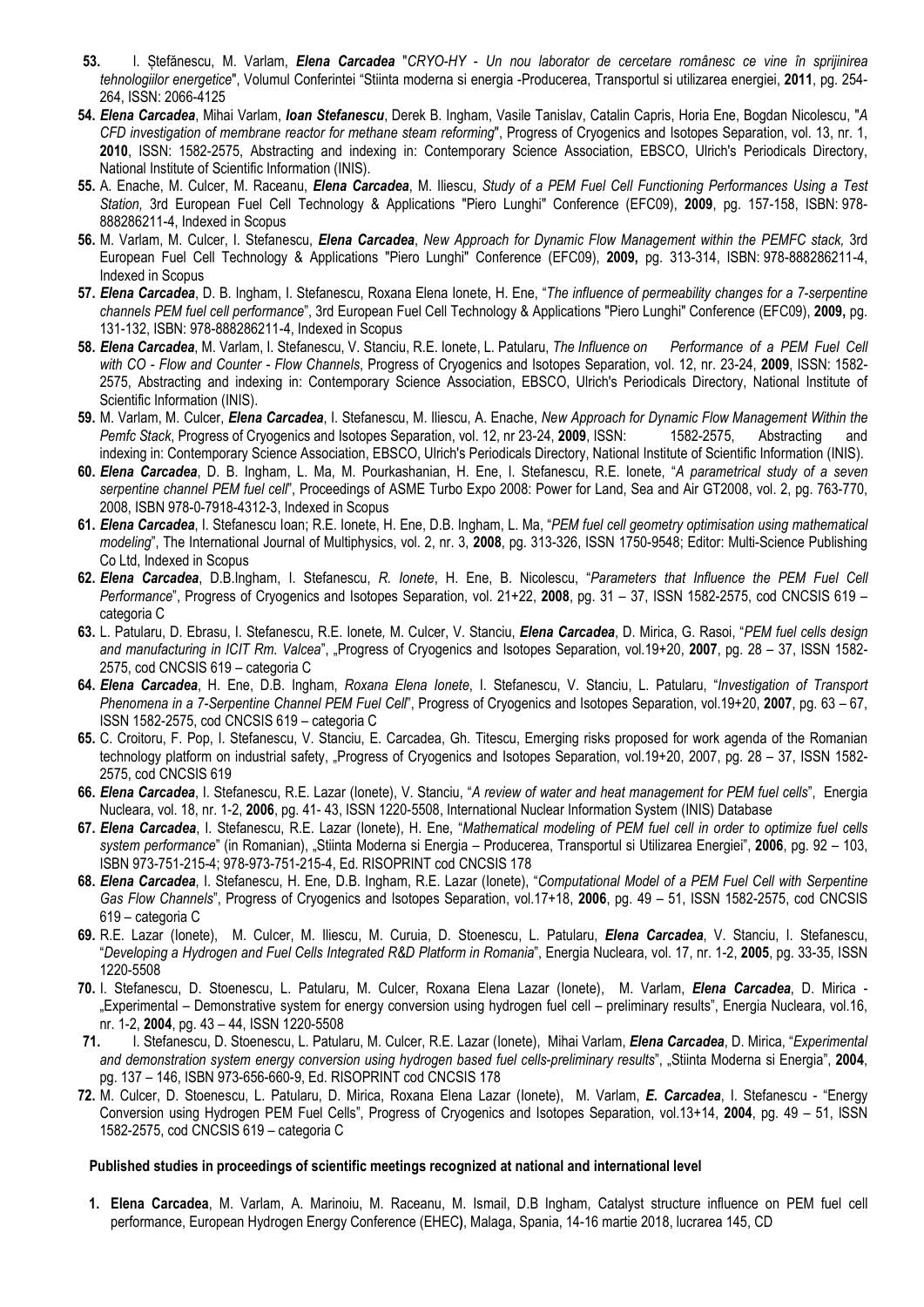**53.** I. Ștefănescu, M. Varlam, ***Elena Carcadea*** "*CRYO-HY - Un nou laborator de cercetare românesc ce vine în sprijinirea tehnologiilor energetice*", Volumul Conferintei "Stiinta moderna si energia -Producerea, Transportul si utilizarea energiei, **2011**, pg. 254-264, ISSN: 2066-4125

**54.** ***Elena Carcadea***, Mihai Varlam, ***Ioan Stefanescu***, Derek B. Ingham, Vasile Tanislav, Catalin Capris, Horia Ene, Bogdan Nicolescu, "*A CFD investigation of membrane reactor for methane steam reforming*", Progress of Cryogenics and Isotopes Separation, vol. 13, nr. 1, **2010**, ISSN: 1582-2575, Abstracting and indexing in: Contemporary Science Association, EBSCO, Ulrich's Periodicals Directory, National Institute of Scientific Information (INIS).

**55.** A. Enache, M. Culcer, M. Raceanu, ***Elena Carcadea***, M. Iliescu, *Study of a PEM Fuel Cell Functioning Performances Using a Test Station,* 3rd European Fuel Cell Technology & Applications "Piero Lunghi" Conference (EFC09), **2009**, pg. 157-158, ISBN: 978-888286211-4, Indexed in Scopus

**56.** M. Varlam, M. Culcer, I. Stefanescu, ***Elena Carcadea***, *New Approach for Dynamic Flow Management within the PEMFC stack,* 3rd European Fuel Cell Technology & Applications "Piero Lunghi" Conference (EFC09), **2009,** pg. 313-314, ISBN: 978-888286211-4, Indexed in Scopus

**57.** ***Elena Carcadea***, D. B. Ingham, I. Stefanescu, Roxana Elena Ionete, H. Ene, "*The influence of permeability changes for a 7-serpentine channels PEM fuel cell performance*", 3rd European Fuel Cell Technology & Applications "Piero Lunghi" Conference (EFC09), **2009,** pg. 131-132, ISBN: 978-888286211-4, Indexed in Scopus

**58.** ***Elena Carcadea***, M. Varlam, I. Stefanescu, V. Stanciu, R.E. Ionete, L. Patularu, *The Influence on Performance of a PEM Fuel Cell with CO - Flow and Counter - Flow Channels*, Progress of Cryogenics and Isotopes Separation, vol. 12, nr. 23-24, **2009**, ISSN: 1582-2575, Abstracting and indexing in: Contemporary Science Association, EBSCO, Ulrich's Periodicals Directory, National Institute of Scientific Information (INIS).

**59.** M. Varlam, M. Culcer, ***Elena Carcadea***, I. Stefanescu, M. Iliescu, A. Enache, *New Approach for Dynamic Flow Management Within the Pemfc Stack*, Progress of Cryogenics and Isotopes Separation, vol. 12, nr 23-24, **2009**, ISSN: 1582-2575, Abstracting and indexing in: Contemporary Science Association, EBSCO, Ulrich's Periodicals Directory, National Institute of Scientific Information (INIS).

**60.** ***Elena Carcadea***, D. B. Ingham, L. Ma, M. Pourkashanian, H. Ene, I. Stefanescu, R.E. Ionete, "*A parametrical study of a seven serpentine channel PEM fuel cell*", Proceedings of ASME Turbo Expo 2008: Power for Land, Sea and Air GT2008, vol. 2, pg. 763-770, 2008, ISBN 978-0-7918-4312-3, Indexed in Scopus

**61.** ***Elena Carcadea***, I. Stefanescu Ioan; R.E. Ionete, H. Ene, D.B. Ingham, L. Ma, "*PEM fuel cell geometry optimisation using mathematical modeling*", The International Journal of Multiphysics, vol. 2, nr. 3, **2008**, pg. 313-326, ISSN 1750-9548; Editor: Multi-Science Publishing Co Ltd, Indexed in Scopus

**62.** ***Elena Carcadea***, D.B.Ingham, I. Stefanescu, *R. Ionete*, H. Ene, B. Nicolescu, "*Parameters that Influence the PEM Fuel Cell Performance*", Progress of Cryogenics and Isotopes Separation, vol. 21+22, **2008**, pg. 31 – 37, ISSN 1582-2575, cod CNCSIS 619 – categoria C

**63.** L. Patularu, D. Ebrasu, I. Stefanescu, R.E. Ionete*,* M. Culcer, V. Stanciu, ***Elena Carcadea***, D. Mirica, G. Rasoi, "*PEM fuel cells design and manufacturing in ICIT Rm. Valcea*", „Progress of Cryogenics and Isotopes Separation, vol.19+20, **2007**, pg. 28 – 37, ISSN 1582-2575, cod CNCSIS 619 – categoria C

**64.** ***Elena Carcadea***, H. Ene, D.B. Ingham, *Roxana Elena Ionete*, I. Stefanescu, V. Stanciu, L. Patularu, "*Investigation of Transport Phenomena in a 7-Serpentine Channel PEM Fuel Cell*", Progress of Cryogenics and Isotopes Separation, vol.19+20, **2007**, pg. 63 – 67, ISSN 1582-2575, cod CNCSIS 619 – categoria C

**65.** C. Croitoru, F. Pop, I. Stefanescu, V. Stanciu, E. Carcadea, Gh. Titescu, Emerging risks proposed for work agenda of the Romanian technology platform on industrial safety, „Progress of Cryogenics and Isotopes Separation, vol.19+20, 2007, pg. 28 – 37, ISSN 1582-2575, cod CNCSIS 619

**66.** ***Elena Carcadea***, I. Stefanescu, R.E. Lazar (Ionete), V. Stanciu, "*A review of water and heat management for PEM fuel cells*", Energia Nucleara, vol. 18, nr. 1-2, **2006**, pg. 41- 43, ISSN 1220-5508, International Nuclear Information System (INIS) Database

**67.** ***Elena Carcadea***, I. Stefanescu, R.E. Lazar (Ionete), H. Ene, "*Mathematical modeling of PEM fuel cell in order to optimize fuel cells system performance*" (in Romanian), „Stiinta Moderna si Energia – Producerea, Transportul si Utilizarea Energiei", **2006**, pg. 92 – 103, ISBN 973-751-215-4; 978-973-751-215-4, Ed. RISOPRINT cod CNCSIS 178

**68.** ***Elena Carcadea***, I. Stefanescu, H. Ene, D.B. Ingham, R.E. Lazar (Ionete), "*Computational Model of a PEM Fuel Cell with Serpentine Gas Flow Channels*", Progress of Cryogenics and Isotopes Separation, vol.17+18, **2006**, pg. 49 – 51, ISSN 1582-2575, cod CNCSIS 619 – categoria C

**69.** R.E. Lazar (Ionete), M. Culcer, M. Iliescu, M. Curuia, D. Stoenescu, L. Patularu, ***Elena Carcadea***, V. Stanciu, I. Stefanescu, "*Developing a Hydrogen and Fuel Cells Integrated R&D Platform in Romania*", Energia Nucleara, vol. 17, nr. 1-2, **2005**, pg. 33-35, ISSN 1220-5508

**70.** I. Stefanescu, D. Stoenescu, L. Patularu, M. Culcer, Roxana Elena Lazar (Ionete), M. Varlam, ***Elena Carcadea***, D. Mirica - „Experimental – Demonstrative system for energy conversion using hydrogen fuel cell – preliminary results", Energia Nucleara, vol.16, nr. 1-2, **2004**, pg. 43 – 44, ISSN 1220-5508

**71.** I. Stefanescu, D. Stoenescu, L. Patularu, M. Culcer, R.E. Lazar (Ionete), Mihai Varlam, ***Elena Carcadea***, D. Mirica, "*Experimental and demonstration system energy conversion using hydrogen based fuel cells-preliminary results*", „Stiinta Moderna si Energia", **2004**, pg. 137 – 146, ISBN 973-656-660-9, Ed. RISOPRINT cod CNCSIS 178

**72.** M. Culcer, D. Stoenescu, L. Patularu, D. Mirica, Roxana Elena Lazar (Ionete), M. Varlam, ***E. Carcadea***, I. Stefanescu - "Energy Conversion using Hydrogen PEM Fuel Cells", Progress of Cryogenics and Isotopes Separation, vol.13+14, **2004**, pg. 49 – 51, ISSN 1582-2575, cod CNCSIS 619 – categoria C

**Published studies in proceedings of scientific meetings recognized at national and international level**

1. **Elena Carcadea**, M. Varlam, A. Marinoiu, M. Raceanu, M. Ismail, D.B Ingham, Catalyst structure influence on PEM fuel cell performance, European Hydrogen Energy Conference (EHEC**)**, Malaga, Spania, 14-16 martie 2018, lucrarea 145, CD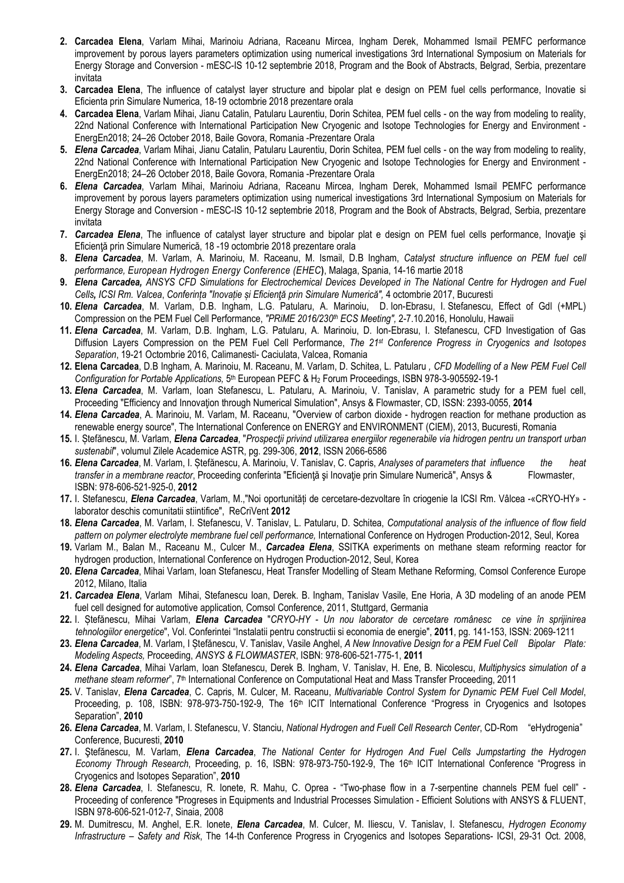2. **Carcadea Elena**, Varlam Mihai, Marinoiu Adriana, Raceanu Mircea, Ingham Derek, Mohammed Ismail PEMFC performance improvement by porous layers parameters optimization using numerical investigations 3rd International Symposium on Materials for Energy Storage and Conversion - mESC-IS 10-12 septembrie 2018, Program and the Book of Abstracts, Belgrad, Serbia, prezentare invitata
3. **Carcadea Elena**, The influence of catalyst layer structure and bipolar plat e design on PEM fuel cells performance, Inovatie si Eficienta prin Simulare Numerica, 18-19 octombrie 2018 prezentare orala
4. **Carcadea Elena**, Varlam Mihai, Jianu Catalin, Patularu Laurentiu, Dorin Schitea, PEM fuel cells - on the way from modeling to reality, 22nd National Conference with International Participation New Cryogenic and Isotope Technologies for Energy and Environment - EnergEn2018; 24–26 October 2018, Baile Govora, Romania -Prezentare Orala
5. ***Elena Carcadea***, Varlam Mihai, Jianu Catalin, Patularu Laurentiu, Dorin Schitea, PEM fuel cells - on the way from modeling to reality, 22nd National Conference with International Participation New Cryogenic and Isotope Technologies for Energy and Environment - EnergEn2018; 24–26 October 2018, Baile Govora, Romania -Prezentare Orala
6. ***Elena Carcadea***, Varlam Mihai, Marinoiu Adriana, Raceanu Mircea, Ingham Derek, Mohammed Ismail PEMFC performance improvement by porous layers parameters optimization using numerical investigations 3rd International Symposium on Materials for Energy Storage and Conversion - mESC-IS 10-12 septembrie 2018, Program and the Book of Abstracts, Belgrad, Serbia, prezentare invitata
7. ***Carcadea Elena***, The influence of catalyst layer structure and bipolar plat e design on PEM fuel cells performance, Inovaţie şi Eficienţă prin Simulare Numerică, 18 -19 octombrie 2018 prezentare orala
8. ***Elena Carcadea***, M. Varlam, A. Marinoiu, M. Raceanu, M. Ismail, D.B Ingham, *Catalyst structure influence on PEM fuel cell performance, European Hydrogen Energy Conference (EHEC***)**, Malaga, Spania, 14-16 martie 2018
9. ***Elena Carcadea,*** *ANSYS CFD Simulations for Electrochemical Devices Developed in The National Centre for Hydrogen and Fuel Cells, ICSI Rm. Valcea*, *Conferința "Inovație și Eficienţă prin Simulare Numerică",* 4 octombrie 2017, Bucuresti
10. ***Elena Carcadea***, M. Varlam, D.B. Ingham, L.G. Patularu, A. Marinoiu, D. Ion-Ebrasu, I. Stefanescu, Effect of GdI (+MPL) Compression on the PEM Fuel Cell Performance, *"PRiME 2016/230th ECS Meeting",* 2-7.10.2016, Honolulu, Hawaii
11. ***Elena Carcadea***, M. Varlam, D.B. Ingham, L.G. Patularu, A. Marinoiu, D. Ion-Ebrasu, I. Stefanescu, CFD Investigation of Gas Diffusion Layers Compression on the PEM Fuel Cell Performance, *The 21st Conference Progress in Cryogenics and Isotopes Separation*, 19-21 Octombrie 2016, Calimanesti- Caciulata, Valcea, Romania
12. **Elena Carcadea**, D.B Ingham, A. Marinoiu, M. Raceanu, M. Varlam, D. Schitea, L. Patularu , *CFD Modelling of a New PEM Fuel Cell Configuration for Portable Applications,* 5th European PEFC & $H_2$ Forum Proceedings, ISBN 978-3-905592-19-1
13. ***Elena Carcadea***, M. Varlam, Ioan Stefanescu, L. Patularu, A. Marinoiu, V. Tanislav, A parametric study for a PEM fuel cell, Proceeding "Efficiency and Innovaţion through Numerical Simulation", Ansys & Flowmaster, CD, ISSN: 2393-0055, **2014**
14. ***Elena Carcadea***, A. Marinoiu, M. Varlam, M. Raceanu, "Overview of carbon dioxide - hydrogen reaction for methane production as renewable energy source", The International Conference on ENERGY and ENVIRONMENT (CIEM), 2013, Bucuresti, Romania
15. I. Ștefănescu, M. Varlam, ***Elena Carcadea***, "*Prospecţii privind utilizarea energiilor regenerabile via hidrogen pentru un transport urban sustenabil*", volumul Zilele Academice ASTR, pg. 299-306, **2012**, ISSN 2066-6586
16. ***Elena Carcadea***, M. Varlam, I. Ştefănescu, A. Marinoiu, V. Tanislav, C. Capris, *Analyses of parameters that influence the heat transfer in a membrane reactor*, Proceeding conferinta "Eficienţă şi Inovaţie prin Simulare Numerică", Ansys & Flowmaster, ISBN: 978-606-521-925-0, **2012**
17. I. Stefanescu, ***Elena Carcadea***, Varlam, M.,"Noi oportunități de cercetare-dezvoltare în criogenie la ICSI Rm. Vâlcea -«CRYO-HY» - laborator deschis comunitatii stiintifice", ReCriVent **2012**
18. ***Elena Carcadea***, M. Varlam, I. Stefanescu, V. Tanislav, L. Patularu, D. Schitea, *Computational analysis of the influence of flow field pattern on polymer electrolyte membrane fuel cell performance,* International Conference on Hydrogen Production-2012, Seul, Korea
19. Varlam M., Balan M., Raceanu M., Culcer M., ***Carcadea Elena***, SSITKA experiments on methane steam reforming reactor for hydrogen production, International Conference on Hydrogen Production-2012, Seul, Korea
20. ***Elena Carcadea***, Mihai Varlam, Ioan Stefanescu, Heat Transfer Modelling of Steam Methane Reforming*,* Comsol Conference Europe 2012, Milano, Italia
21. ***Carcadea Elena***, Varlam Mihai, Stefanescu Ioan, Derek. B. Ingham, Tanislav Vasile, Ene Horia, A 3D modeling of an anode PEM fuel cell designed for automotive application*,* Comsol Conference, 2011, Stuttgard, Germania
22. I. Ștefănescu, Mihai Varlam, ***Elena Carcadea*** "*CRYO-HY - Un nou laborator de cercetare românesc ce vine în sprijinirea tehnologiilor energetice*", Vol. Conferintei "Instalatii pentru constructii si economia de energie", **2011**, pg. 141-153, ISSN: 2069-1211
23. ***Elena Carcadea***, M. Varlam, I Ștefănescu, V. Tanislav, Vasile Anghel, *A New Innovative Design for a PEM Fuel Cell Bipolar Plate: Modeling Aspects,* Proceeding, *ANSYS & FLOWMASTER*, ISBN: 978-606-521-775-1, **2011**
24. ***Elena Carcadea***, Mihai Varlam, Ioan Stefanescu, Derek B. Ingham, V. Tanislav, H. Ene, B. Nicolescu, *Multiphysics simulation of a methane steam reformer*", 7th International Conference on Computational Heat and Mass Transfer Proceeding, 2011
25. V. Tanislav, ***Elena Carcadea***, C. Capris, M. Culcer, M. Raceanu, *Multivariable Control System for Dynamic PEM Fuel Cell Model*, Proceeding, p. 108, ISBN: 978-973-750-192-9, The 16th ICIT International Conference "Progress in Cryogenics and Isotopes Separation", **2010**
26. ***Elena Carcadea***, M. Varlam, I. Stefanescu, V. Stanciu, *National Hydrogen and Fuell Cell Research Center*, CD-Rom "eHydrogenia" Conference, Bucuresti, **2010**
27. I. Ştefănescu, M. Varlam, ***Elena Carcadea***, *The National Center for Hydrogen And Fuel Cells Jumpstarting the Hydrogen Economy Through Research*, Proceeding, p. 16, ISBN: 978-973-750-192-9, The 16th ICIT International Conference "Progress in Cryogenics and Isotopes Separation", **2010**
28. ***Elena Carcadea***, I. Stefanescu, R. Ionete, R. Mahu, C. Oprea - "Two-phase flow in a 7-serpentine channels PEM fuel cell" - Proceeding of conference "Progreses in Equipments and Industrial Processes Simulation - Efficient Solutions with ANSYS & FLUENT, ISBN 978-606-521-012-7, Sinaia, 2008
29. M. Dumitrescu, M. Anghel, E.R. Ionete, ***Elena Carcadea***, M. Culcer, M. Iliescu, V. Tanislav, I. Stefanescu, *Hydrogen Economy Infrastructure – Safety and Risk*, The 14-th Conference Progress in Cryogenics and Isotopes Separations- ICSI, 29-31 Oct. 2008,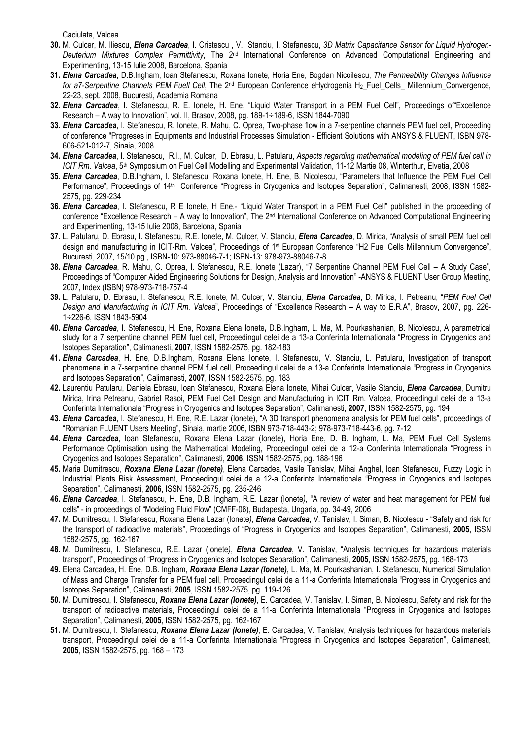Caciulata, Valcea

30. M. Culcer, M. Iliescu, ***Elena Carcadea***, I. Cristescu , V. Stanciu, I. Stefanescu, *3D Matrix Capacitance Sensor for Liquid Hydrogen-Deuterium Mixtures Complex Permittivity*, The 2[nd] International Conference on Advanced Computational Engineering and Experimenting, 13-15 Iulie 2008, Barcelona, Spania

31. ***Elena Carcadea***, D.B.Ingham, Ioan Stefanescu, Roxana Ionete, Horia Ene, Bogdan Nicoilescu, *The Permeability Changes Influence for a7-Serpentine Channels PEM Fuell Cell*, The 2[nd] European Conference eHydrogenia $H_2$_Fuel_Cells_ Millennium_Convergence, 22-23, sept. 2008, Bucuresti, Academia Romana

32. ***Elena Carcadea***, I. Stefanescu, R. E. Ionete, H. Ene, "Liquid Water Transport in a PEM Fuel Cell", Proceedings of"Excellence Research – A way to Innovation", vol. II, Brasov, 2008, pg. 189-1÷189-6, ISSN 1844-7090

33. ***Elena Carcadea***, I. Stefanescu, R. Ionete, R. Mahu, C. Oprea, Two-phase flow in a 7-serpentine channels PEM fuel cell, Proceeding of conference "Progreses in Equipments and Industrial Processes Simulation - Efficient Solutions with ANSYS & FLUENT, ISBN 978-606-521-012-7, Sinaia, 2008

34. ***Elena Carcadea***, I. Stefanescu, R.I., M. Culcer, D. Ebrasu, L. Patularu, *Aspects regarding mathematical modeling of PEM fuel cell in ICIT Rm. Valcea*, 5[th] Symposium on Fuel Cell Modelling and Experimental Validation, 11-12 Martie 08, Winterthur, Elvetia, 2008

35. ***Elena Carcadea***, D.B.Ingham, I. Stefanescu, Roxana Ionete, H. Ene, B. Nicolescu, "Parameters that Influence the PEM Fuel Cell Performance", Proceedings of 14[th] Conference "Progress in Cryogenics and Isotopes Separation", Calimanesti, 2008, ISSN 1582-2575, pg. 229-234

36. ***Elena Carcadea***, I. Stefanescu, R E Ionete, H Ene,- "Liquid Water Transport in a PEM Fuel Cell" published in the proceeding of conference "Excellence Research – A way to Innovation", The 2[nd] International Conference on Advanced Computational Engineering and Experimenting, 13-15 Iulie 2008, Barcelona, Spania

37. L. Patularu, D. Ebrasu, I. Stefanescu, R.E. Ionete, M. Culcer, V. Stanciu, ***Elena Carcadea***, D. Mirica, "Analysis of small PEM fuel cell design and manufacturing in ICIT-Rm. Valcea", Proceedings of 1[st] European Conference "H2 Fuel Cells Millennium Convergence", Bucuresti, 2007, 15/10 pg., ISBN-10: 973-88046-7-1; ISBN-13: 978-973-88046-7-8

38. ***Elena Carcadea***, R. Mahu, C. Oprea, I. Stefanescu, R.E. Ionete (Lazar), "7 Serpentine Channel PEM Fuel Cell – A Study Case", Proceedings of "Computer Aided Engineering Solutions for Design, Analysis and Innovation" -ANSYS & FLUENT User Group Meeting, 2007, Index (ISBN) 978-973-718-757-4

39. L. Patularu, D. Ebrasu, I. Stefanescu, R.E. Ionete, M. Culcer, V. Stanciu, ***Elena Carcadea***, D. Mirica, I. Petreanu, "*PEM Fuel Cell Design and Manufacturing in ICIT Rm. Valcea*", Proceedings of "Excellence Research – A way to E.R.A", Brasov, 2007, pg. 226-1÷226-6, ISSN 1843-5904

40. ***Elena Carcadea***, I. Stefanescu, H. Ene, Roxana Elena Ionete**,** D.B.Ingham, L. Ma, M. Pourkashanian, B. Nicolescu, A parametrical study for a 7 serpentine channel PEM fuel cell, Proceedingul celei de a 13-a Conferinta Internationala "Progress in Cryogenics and Isotopes Separation", Calimanesti, **2007**, ISSN 1582-2575, pg. 182-183

41. ***Elena Carcadea***, H. Ene, D.B.Ingham, Roxana Elena Ionete, I. Stefanescu, V. Stanciu, L. Patularu, Investigation of transport phenomena in a 7-serpentine channel PEM fuel cell, Proceedingul celei de a 13-a Conferinta Internationala "Progress in Cryogenics and Isotopes Separation", Calimanesti, **2007**, ISSN 1582-2575, pg. 183

42. Laurentiu Patularu, Daniela Ebrasu, Ioan Stefanescu, Roxana Elena Ionete, Mihai Culcer, Vasile Stanciu, ***Elena Carcadea***, Dumitru Mirica, Irina Petreanu, Gabriel Rasoi, PEM Fuel Cell Design and Manufacturing in ICIT Rm. Valcea, Proceedingul celei de a 13-a Conferinta Internationala "Progress in Cryogenics and Isotopes Separation", Calimanesti, **2007**, ISSN 1582-2575, pg. 194

43. ***Elena Carcadea***, I. Stefanescu, H. Ene, R.E. Lazar (Ionete), "A 3D transport phenomena analysis for PEM fuel cells", proceedings of "Romanian FLUENT Users Meeting", Sinaia, martie 2006, ISBN 973-718-443-2; 978-973-718-443-6, pg. 7-12

44. ***Elena Carcadea***, Ioan Stefanescu, Roxana Elena Lazar (Ionete), Horia Ene, D. B. Ingham, L. Ma, PEM Fuel Cell Systems Performance Optimisation using the Mathematical Modeling, Proceedingul celei de a 12-a Conferinta Internationala "Progress in Cryogenics and Isotopes Separation", Calimanesti, **2006**, ISSN 1582-2575, pg. 188-196

45. Maria Dumitrescu, ***Roxana Elena Lazar (Ionete)***, Elena Carcadea, Vasile Tanislav, Mihai Anghel, Ioan Stefanescu, Fuzzy Logic in Industrial Plants Risk Assessment, Proceedingul celei de a 12-a Conferinta Internationala "Progress in Cryogenics and Isotopes Separation", Calimanesti, **2006**, ISSN 1582-2575, pg. 235-246

46. ***Elena Carcadea***, I. Stefanescu, H. Ene, D.B. Ingham, R.E. Lazar (Ionete*),* "A review of water and heat management for PEM fuel cells" - in proceedings of "Modeling Fluid Flow" (CMFF-06), Budapesta, Ungaria, pp. 34-49, 2006

47. M. Dumitrescu, I. Stefanescu, Roxana Elena Lazar (Ionete*)*, ***Elena Carcadea***, V. Tanislav, I. Siman, B. Nicolescu - "Safety and risk for the transport of radioactive materials", Proceedings of "Progress in Cryogenics and Isotopes Separation", Calimanesti, **2005**, ISSN 1582-2575, pg. 162-167

48. M. Dumitrescu, I. Stefanescu, R.E. Lazar (Ionete*)*, ***Elena Carcadea***, V. Tanislav, "Analysis techniques for hazardous materials transport", Proceedings of "Progress in Cryogenics and Isotopes Separation", Calimanesti, **2005**, ISSN 1582-2575, pg. 168-173

49. Elena Carcadea, H. Ene, D.B. Ingham, ***Roxana Elena Lazar (Ionete)***, L. Ma, M. Pourkashanian, I. Stefanescu, Numerical Simulation of Mass and Charge Transfer for a PEM fuel cell, Proceedingul celei de a 11-a Conferinta Internationala "Progress in Cryogenics and Isotopes Separation", Calimanesti, **2005**, ISSN 1582-2575, pg. 119-126

50. M. Dumitrescu, I. Stefanescu, ***Roxana Elena Lazar (Ionete)***, E. Carcadea, V. Tanislav, I. Siman, B. Nicolescu, Safety and risk for the transport of radioactive materials, Proceedingul celei de a 11-a Conferinta Internationala "Progress in Cryogenics and Isotopes Separation", Calimanesti, **2005**, ISSN 1582-2575, pg. 162-167

51. M. Dumitrescu, I. Stefanescu, ***Roxana Elena Lazar (Ionete)***, E. Carcadea, V. Tanislav, Analysis techniques for hazardous materials transport, Proceedingul celei de a 11-a Conferinta Internationala "Progress in Cryogenics and Isotopes Separation", Calimanesti, **2005**, ISSN 1582-2575, pg. 168 – 173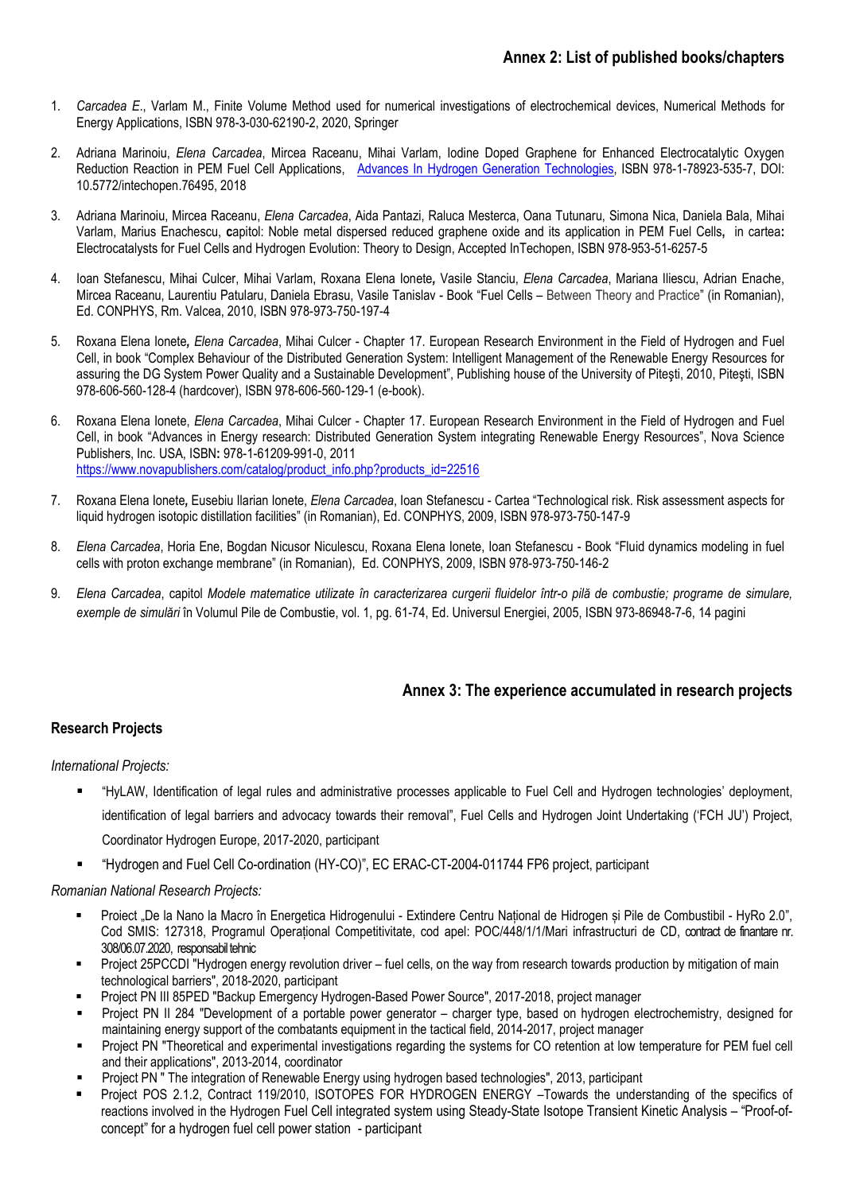## Annex 2: List of published books/chapters

1. *Carcadea E*., Varlam M., Finite Volume Method used for numerical investigations of electrochemical devices, Numerical Methods for Energy Applications, ISBN 978-3-030-62190-2, 2020, Springer
2. Adriana Marinoiu, *Elena Carcadea*, Mircea Raceanu, Mihai Varlam, Iodine Doped Graphene for Enhanced Electrocatalytic Oxygen Reduction Reaction in PEM Fuel Cell Applications, Advances In Hydrogen Generation Technologies, ISBN 978-1-78923-535-7, DOI: 10.5772/intechopen.76495, 2018
3. Adriana Marinoiu, Mircea Raceanu, *Elena Carcadea*, Aida Pantazi, Raluca Mesterca, Oana Tutunaru, Simona Nica, Daniela Bala, Mihai Varlam, Marius Enachescu, **c**apitol: Noble metal dispersed reduced graphene oxide and its application in PEM Fuel Cells**,** in cartea**:** Electrocatalysts for Fuel Cells and Hydrogen Evolution: Theory to Design, Accepted InTechopen, ISBN 978-953-51-6257-5
4. Ioan Stefanescu, Mihai Culcer, Mihai Varlam, Roxana Elena Ionete*,* Vasile Stanciu, *Elena Carcadea*, Mariana Iliescu, Adrian Enache, Mircea Raceanu, Laurentiu Patularu, Daniela Ebrasu, Vasile Tanislav - Book "Fuel Cells – Between Theory and Practice" (in Romanian), Ed. CONPHYS, Rm. Valcea, 2010, ISBN 978-973-750-197-4
5. Roxana Elena Ionete*, Elena Carcadea*, Mihai Culcer - Chapter 17. European Research Environment in the Field of Hydrogen and Fuel Cell, in book "Complex Behaviour of the Distributed Generation System: Intelligent Management of the Renewable Energy Resources for assuring the DG System Power Quality and a Sustainable Development", Publishing house of the University of Piteşti, 2010, Piteşti, ISBN 978-606-560-128-4 (hardcover), ISBN 978-606-560-129-1 (e-book).
6. Roxana Elena Ionete, *Elena Carcadea*, Mihai Culcer - Chapter 17. European Research Environment in the Field of Hydrogen and Fuel Cell, in book "Advances in Energy research: Distributed Generation System integrating Renewable Energy Resources", Nova Science Publishers, Inc. USA, ISBN**:** 978-1-61209-991-0, 2011 https://www.novapublishers.com/catalog/product_info.php?products_id=22516
7. Roxana Elena Ionete*,* Eusebiu Ilarian Ionete, *Elena Carcadea*, Ioan Stefanescu - Cartea "Technological risk. Risk assessment aspects for liquid hydrogen isotopic distillation facilities" (in Romanian), Ed. CONPHYS, 2009, ISBN 978-973-750-147-9
8. *Elena Carcadea*, Horia Ene, Bogdan Nicusor Niculescu, Roxana Elena Ionete, Ioan Stefanescu - Book "Fluid dynamics modeling in fuel cells with proton exchange membrane" (in Romanian), Ed. CONPHYS, 2009, ISBN 978-973-750-146-2
9. *Elena Carcadea*, capitol *Modele matematice utilizate în caracterizarea curgerii fluidelor într-o pilă de combustie; programe de simulare, exemple de simulări* în Volumul Pile de Combustie, vol. 1, pg. 61-74, Ed. Universul Energiei, 2005, ISBN 973-86948-7-6, 14 pagini

## Annex 3: The experience accumulated in research projects

### Research Projects

*International Projects:*

- "HyLAW, Identification of legal rules and administrative processes applicable to Fuel Cell and Hydrogen technologies' deployment, identification of legal barriers and advocacy towards their removal", Fuel Cells and Hydrogen Joint Undertaking ('FCH JU') Project, Coordinator Hydrogen Europe, 2017-2020, participant
- "Hydrogen and Fuel Cell Co-ordination (HY-CO)", EC ERAC-CT-2004-011744 FP6 project, participant

*Romanian National Research Projects:*

- Proiect „De la Nano la Macro în Energetica Hidrogenului - Extindere Centru Național de Hidrogen și Pile de Combustibil - HyRo 2.0", Cod SMIS: 127318, Programul Operațional Competitivitate, cod apel: POC/448/1/1/Mari infrastructuri de CD, contract de finantare nr. 308/06.07.2020, responsabil tehnic
- Project 25PCCDI "Hydrogen energy revolution driver – fuel cells, on the way from research towards production by mitigation of main technological barriers", 2018-2020, participant
- Project PN III 85PED "Backup Emergency Hydrogen-Based Power Source", 2017-2018, project manager
- Project PN II 284 "Development of a portable power generator – charger type, based on hydrogen electrochemistry, designed for maintaining energy support of the combatants equipment in the tactical field, 2014-2017, project manager
- Project PN "Theoretical and experimental investigations regarding the systems for CO retention at low temperature for PEM fuel cell and their applications", 2013-2014, coordinator
- Project PN " The integration of Renewable Energy using hydrogen based technologies", 2013, participant
- Project POS 2.1.2, Contract 119/2010, ISOTOPES FOR HYDROGEN ENERGY –Towards the understanding of the specifics of reactions involved in the Hydrogen Fuel Cell integrated system using Steady-State Isotope Transient Kinetic Analysis – "Proof-of-concept" for a hydrogen fuel cell power station - participant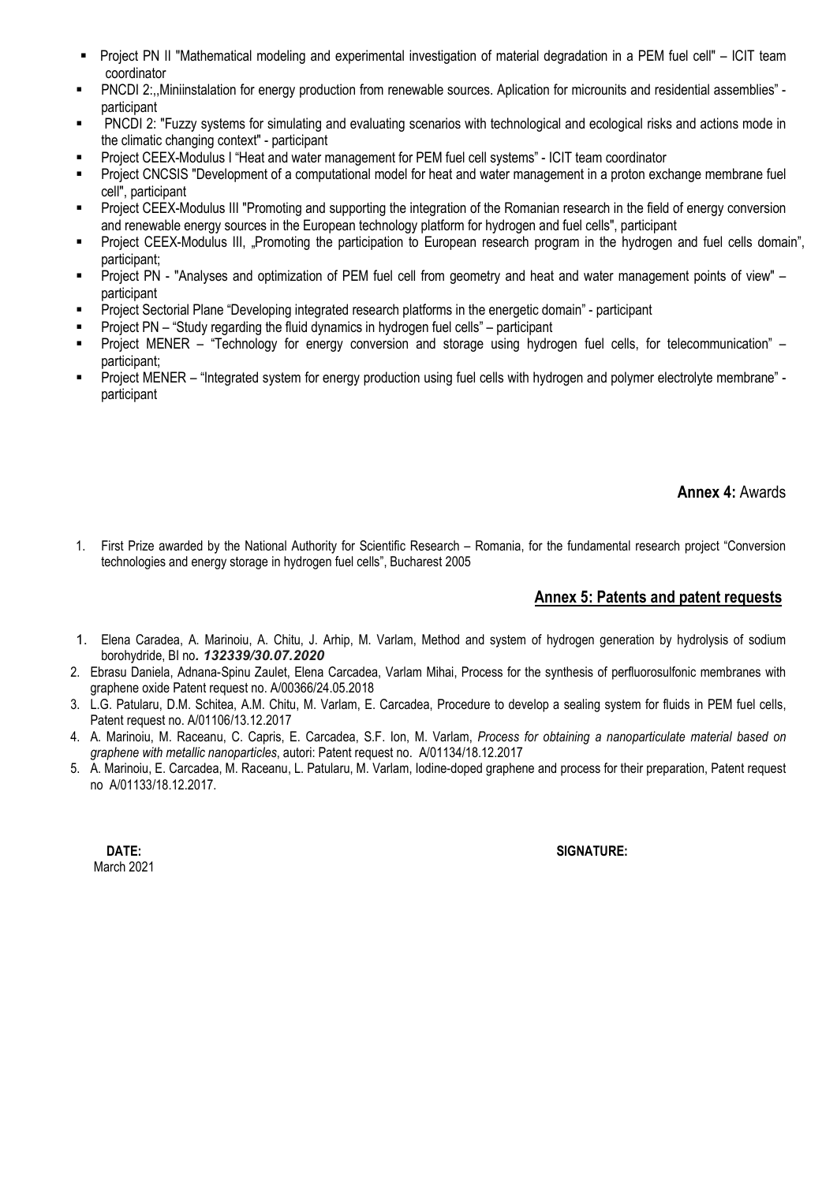- Project PN II "Mathematical modeling and experimental investigation of material degradation in a PEM fuel cell" – ICIT team coordinator
- PNCDI 2:,,Miniinstalation for energy production from renewable sources. Aplication for microunits and residential assemblies" - participant
- PNCDI 2: "Fuzzy systems for simulating and evaluating scenarios with technological and ecological risks and actions mode in the climatic changing context" - participant
- Project CEEX-Modulus I "Heat and water management for PEM fuel cell systems" - ICIT team coordinator
- Project CNCSIS "Development of a computational model for heat and water management in a proton exchange membrane fuel cell", participant
- Project CEEX-Modulus III "Promoting and supporting the integration of the Romanian research in the field of energy conversion and renewable energy sources in the European technology platform for hydrogen and fuel cells", participant
- Project CEEX-Modulus III, „Promoting the participation to European research program in the hydrogen and fuel cells domain", participant;
- Project PN - "Analyses and optimization of PEM fuel cell from geometry and heat and water management points of view" – participant
- Project Sectorial Plane "Developing integrated research platforms in the energetic domain" - participant
- Project PN – "Study regarding the fluid dynamics in hydrogen fuel cells" – participant
- Project MENER – "Technology for energy conversion and storage using hydrogen fuel cells, for telecommunication" – participant;
- Project MENER – "Integrated system for energy production using fuel cells with hydrogen and polymer electrolyte membrane" - participant

**Annex 4:** Awards

1. First Prize awarded by the National Authority for Scientific Research – Romania, for the fundamental research project "Conversion technologies and energy storage in hydrogen fuel cells", Bucharest 2005

## Annex 5: Patents and patent requests

1. Elena Caradea, A. Marinoiu, A. Chitu, J. Arhip, M. Varlam, Method and system of hydrogen generation by hydrolysis of sodium borohydride, BI no*. **132339/30.07.2020***
2. Ebrasu Daniela, Adnana-Spinu Zaulet, Elena Carcadea, Varlam Mihai, Process for the synthesis of perfluorosulfonic membranes with graphene oxide Patent request no. A/00366/24.05.2018
3. L.G. Patularu, D.M. Schitea, A.M. Chitu, M. Varlam, E. Carcadea, Procedure to develop a sealing system for fluids in PEM fuel cells, Patent request no. A/01106/13.12.2017
4. A. Marinoiu, M. Raceanu, C. Capris, E. Carcadea, S.F. Ion, M. Varlam, *Process for obtaining a nanoparticulate material based on graphene with metallic nanoparticles*, autori: Patent request no. A/01134/18.12.2017
5. A. Marinoiu, E. Carcadea, M. Raceanu, L. Patularu, M. Varlam, Iodine-doped graphene and process for their preparation, Patent request no A/01133/18.12.2017.

**DATE:**
March 2021

**SIGNATURE:**